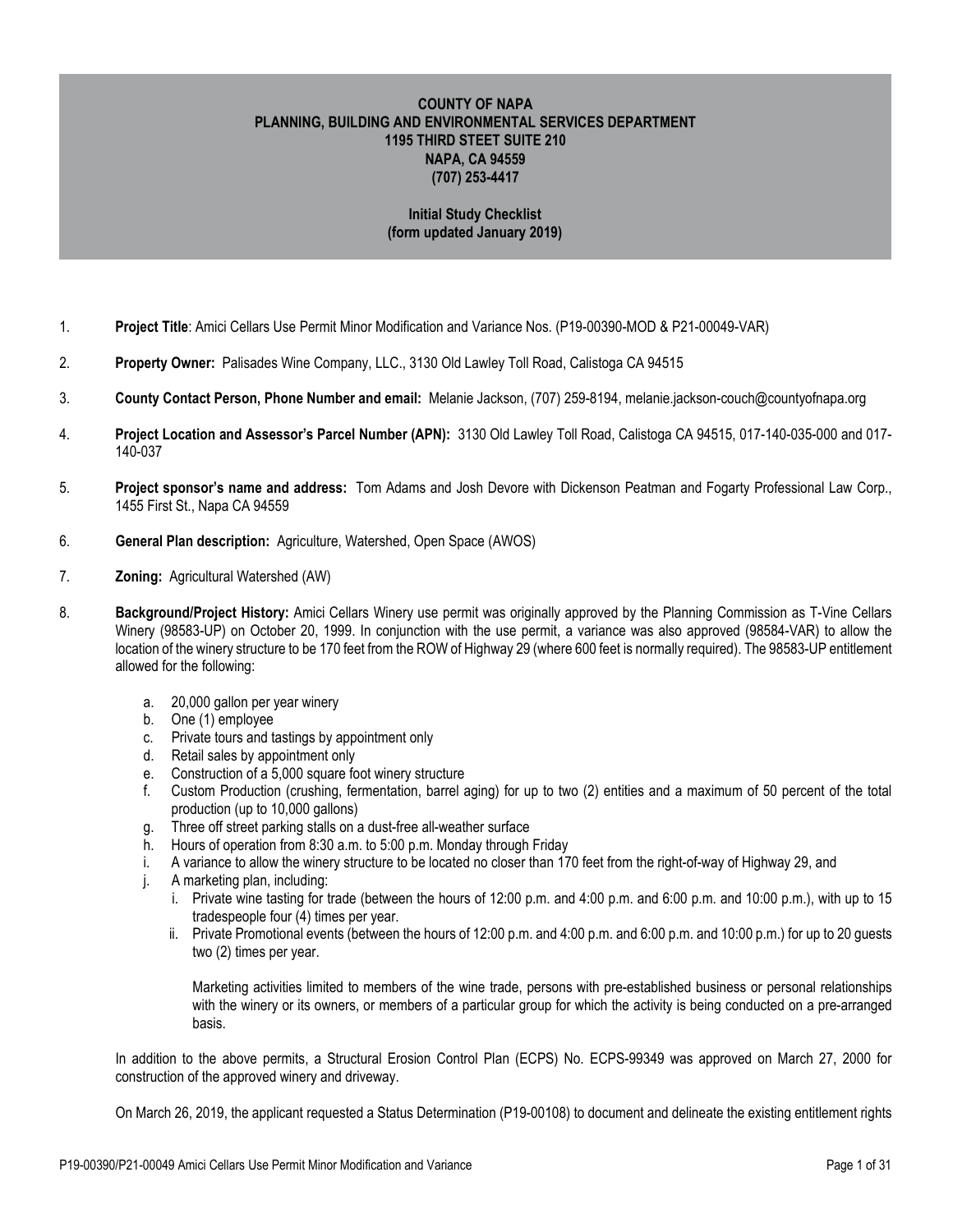**COUNTY OF NAPA**
**PLANNING, BUILDING AND ENVIRONMENTAL SERVICES DEPARTMENT**
**1195 THIRD STEET SUITE 210**
**NAPA, CA 94559**
**(707) 253-4417**

**Initial Study Checklist**
**(form updated January 2019)**

1. **Project Title**: Amici Cellars Use Permit Minor Modification and Variance Nos. (P19-00390-MOD & P21-00049-VAR)

2. **Property Owner:** Palisades Wine Company, LLC., 3130 Old Lawley Toll Road, Calistoga CA 94515

3. **County Contact Person, Phone Number and email:** Melanie Jackson, (707) 259-8194, melanie.jackson-couch@countyofnapa.org

4. **Project Location and Assessor's Parcel Number (APN):** 3130 Old Lawley Toll Road, Calistoga CA 94515, 017-140-035-000 and 017-140-037

5. **Project sponsor's name and address:** Tom Adams and Josh Devore with Dickenson Peatman and Fogarty Professional Law Corp., 1455 First St., Napa CA 94559

6. **General Plan description:** Agriculture, Watershed, Open Space (AWOS)

7. **Zoning:** Agricultural Watershed (AW)

8. **Background/Project History:** Amici Cellars Winery use permit was originally approved by the Planning Commission as T-Vine Cellars Winery (98583-UP) on October 20, 1999. In conjunction with the use permit, a variance was also approved (98584-VAR) to allow the location of the winery structure to be 170 feet from the ROW of Highway 29 (where 600 feet is normally required). The 98583-UP entitlement allowed for the following:

   a. 20,000 gallon per year winery
   b. One (1) employee
   c. Private tours and tastings by appointment only
   d. Retail sales by appointment only
   e. Construction of a 5,000 square foot winery structure
   f. Custom Production (crushing, fermentation, barrel aging) for up to two (2) entities and a maximum of 50 percent of the total production (up to 10,000 gallons)
   g. Three off street parking stalls on a dust-free all-weather surface
   h. Hours of operation from 8:30 a.m. to 5:00 p.m. Monday through Friday
   i. A variance to allow the winery structure to be located no closer than 170 feet from the right-of-way of Highway 29, and
   j. A marketing plan, including:
      i. Private wine tasting for trade (between the hours of 12:00 p.m. and 4:00 p.m. and 6:00 p.m. and 10:00 p.m.), with up to 15 tradespeople four (4) times per year.
      ii. Private Promotional events (between the hours of 12:00 p.m. and 4:00 p.m. and 6:00 p.m. and 10:00 p.m.) for up to 20 guests two (2) times per year.

      Marketing activities limited to members of the wine trade, persons with pre-established business or personal relationships with the winery or its owners, or members of a particular group for which the activity is being conducted on a pre-arranged basis.

   In addition to the above permits, a Structural Erosion Control Plan (ECPS) No. ECPS-99349 was approved on March 27, 2000 for construction of the approved winery and driveway.

   On March 26, 2019, the applicant requested a Status Determination (P19-00108) to document and delineate the existing entitlement rights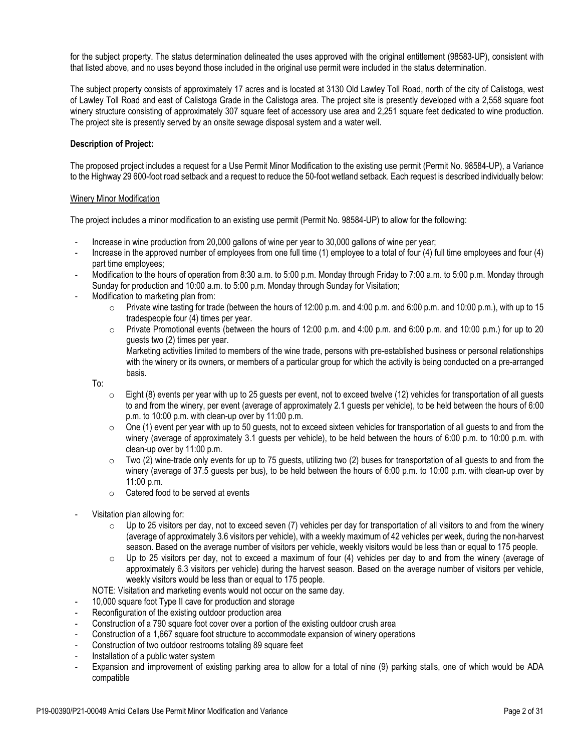for the subject property. The status determination delineated the uses approved with the original entitlement (98583-UP), consistent with that listed above, and no uses beyond those included in the original use permit were included in the status determination.

The subject property consists of approximately 17 acres and is located at 3130 Old Lawley Toll Road, north of the city of Calistoga, west of Lawley Toll Road and east of Calistoga Grade in the Calistoga area. The project site is presently developed with a 2,558 square foot winery structure consisting of approximately 307 square feet of accessory use area and 2,251 square feet dedicated to wine production. The project site is presently served by an onsite sewage disposal system and a water well.

**Description of Project:**

The proposed project includes a request for a Use Permit Minor Modification to the existing use permit (Permit No. 98584-UP), a Variance to the Highway 29 600-foot road setback and a request to reduce the 50-foot wetland setback. Each request is described individually below:

Winery Minor Modification

The project includes a minor modification to an existing use permit (Permit No. 98584-UP) to allow for the following:

- Increase in wine production from 20,000 gallons of wine per year to 30,000 gallons of wine per year;
- Increase in the approved number of employees from one full time (1) employee to a total of four (4) full time employees and four (4) part time employees;
- Modification to the hours of operation from 8:30 a.m. to 5:00 p.m. Monday through Friday to 7:00 a.m. to 5:00 p.m. Monday through Sunday for production and 10:00 a.m. to 5:00 p.m. Monday through Sunday for Visitation;
- Modification to marketing plan from:
  - Private wine tasting for trade (between the hours of 12:00 p.m. and 4:00 p.m. and 6:00 p.m. and 10:00 p.m.), with up to 15 tradespeople four (4) times per year.
  - Private Promotional events (between the hours of 12:00 p.m. and 4:00 p.m. and 6:00 p.m. and 10:00 p.m.) for up to 20 guests two (2) times per year.

    Marketing activities limited to members of the wine trade, persons with pre-established business or personal relationships with the winery or its owners, or members of a particular group for which the activity is being conducted on a pre-arranged basis.

  To:

  - Eight (8) events per year with up to 25 guests per event, not to exceed twelve (12) vehicles for transportation of all guests to and from the winery, per event (average of approximately 2.1 guests per vehicle), to be held between the hours of 6:00 p.m. to 10:00 p.m. with clean-up over by 11:00 p.m.
  - One (1) event per year with up to 50 guests, not to exceed sixteen vehicles for transportation of all guests to and from the winery (average of approximately 3.1 guests per vehicle), to be held between the hours of 6:00 p.m. to 10:00 p.m. with clean-up over by 11:00 p.m.
  - Two (2) wine-trade only events for up to 75 guests, utilizing two (2) buses for transportation of all guests to and from the winery (average of 37.5 guests per bus), to be held between the hours of 6:00 p.m. to 10:00 p.m. with clean-up over by 11:00 p.m.
  - Catered food to be served at events
- Visitation plan allowing for:
  - Up to 25 visitors per day, not to exceed seven (7) vehicles per day for transportation of all visitors to and from the winery (average of approximately 3.6 visitors per vehicle), with a weekly maximum of 42 vehicles per week, during the non-harvest season. Based on the average number of visitors per vehicle, weekly visitors would be less than or equal to 175 people.
  - Up to 25 visitors per day, not to exceed a maximum of four (4) vehicles per day to and from the winery (average of approximately 6.3 visitors per vehicle) during the harvest season. Based on the average number of visitors per vehicle, weekly visitors would be less than or equal to 175 people.

  NOTE: Visitation and marketing events would not occur on the same day.
- 10,000 square foot Type II cave for production and storage
- Reconfiguration of the existing outdoor production area
- Construction of a 790 square foot cover over a portion of the existing outdoor crush area
- Construction of a 1,667 square foot structure to accommodate expansion of winery operations
- Construction of two outdoor restrooms totaling 89 square feet
- Installation of a public water system
- Expansion and improvement of existing parking area to allow for a total of nine (9) parking stalls, one of which would be ADA compatible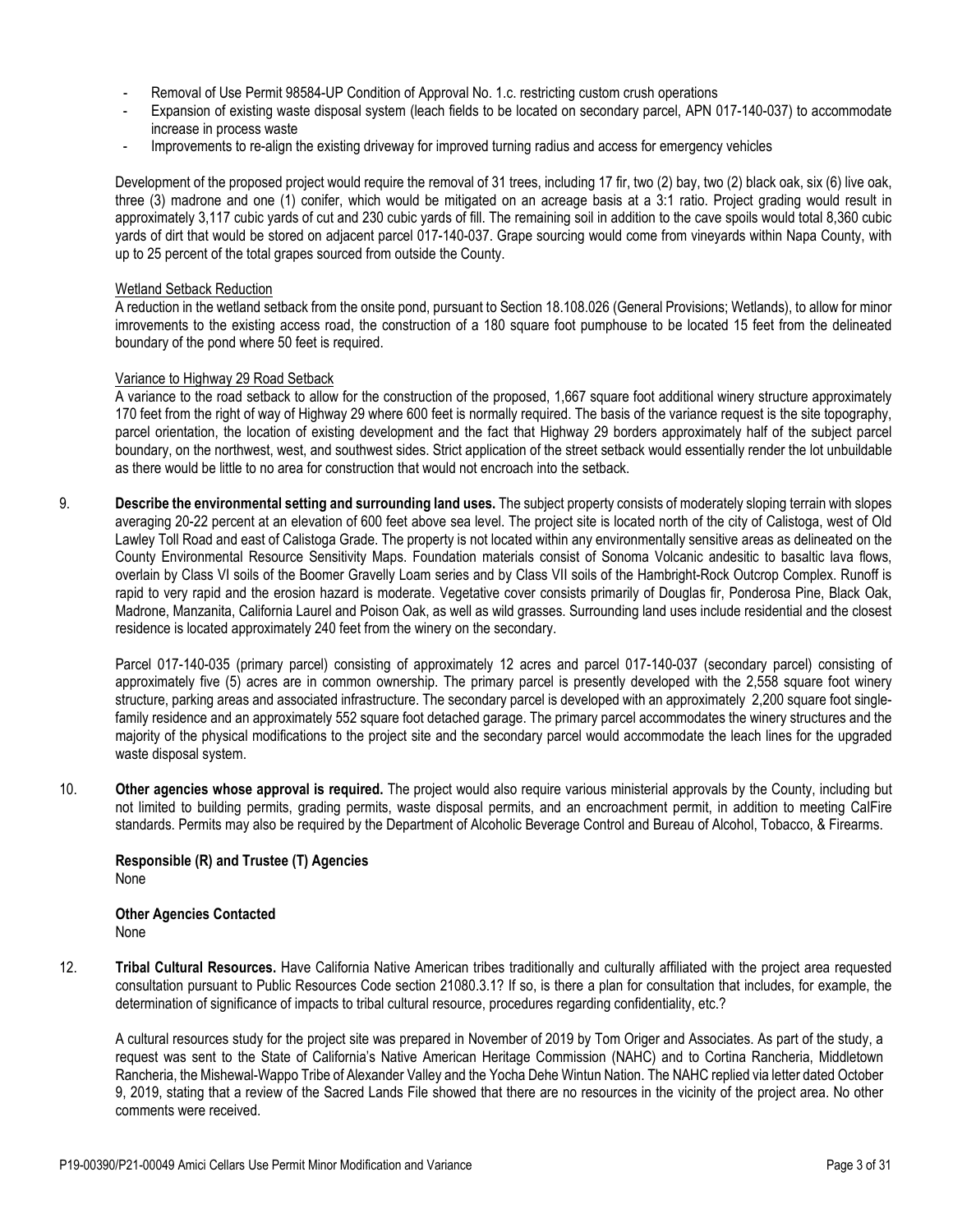- Removal of Use Permit 98584-UP Condition of Approval No. 1.c. restricting custom crush operations
- Expansion of existing waste disposal system (leach fields to be located on secondary parcel, APN 017-140-037) to accommodate increase in process waste
- Improvements to re-align the existing driveway for improved turning radius and access for emergency vehicles

Development of the proposed project would require the removal of 31 trees, including 17 fir, two (2) bay, two (2) black oak, six (6) live oak, three (3) madrone and one (1) conifer, which would be mitigated on an acreage basis at a 3:1 ratio. Project grading would result in approximately 3,117 cubic yards of cut and 230 cubic yards of fill. The remaining soil in addition to the cave spoils would total 8,360 cubic yards of dirt that would be stored on adjacent parcel 017-140-037. Grape sourcing would come from vineyards within Napa County, with up to 25 percent of the total grapes sourced from outside the County.

Wetland Setback Reduction

A reduction in the wetland setback from the onsite pond, pursuant to Section 18.108.026 (General Provisions; Wetlands), to allow for minor imrovements to the existing access road, the construction of a 180 square foot pumphouse to be located 15 feet from the delineated boundary of the pond where 50 feet is required.

Variance to Highway 29 Road Setback

A variance to the road setback to allow for the construction of the proposed, 1,667 square foot additional winery structure approximately 170 feet from the right of way of Highway 29 where 600 feet is normally required. The basis of the variance request is the site topography, parcel orientation, the location of existing development and the fact that Highway 29 borders approximately half of the subject parcel boundary, on the northwest, west, and southwest sides. Strict application of the street setback would essentially render the lot unbuildable as there would be little to no area for construction that would not encroach into the setback.

9. **Describe the environmental setting and surrounding land uses.** The subject property consists of moderately sloping terrain with slopes averaging 20-22 percent at an elevation of 600 feet above sea level. The project site is located north of the city of Calistoga, west of Old Lawley Toll Road and east of Calistoga Grade. The property is not located within any environmentally sensitive areas as delineated on the County Environmental Resource Sensitivity Maps. Foundation materials consist of Sonoma Volcanic andesitic to basaltic lava flows, overlain by Class VI soils of the Boomer Gravelly Loam series and by Class VII soils of the Hambright-Rock Outcrop Complex. Runoff is rapid to very rapid and the erosion hazard is moderate. Vegetative cover consists primarily of Douglas fir, Ponderosa Pine, Black Oak, Madrone, Manzanita, California Laurel and Poison Oak, as well as wild grasses. Surrounding land uses include residential and the closest residence is located approximately 240 feet from the winery on the secondary.

   Parcel 017-140-035 (primary parcel) consisting of approximately 12 acres and parcel 017-140-037 (secondary parcel) consisting of approximately five (5) acres are in common ownership. The primary parcel is presently developed with the 2,558 square foot winery structure, parking areas and associated infrastructure. The secondary parcel is developed with an approximately 2,200 square foot single-family residence and an approximately 552 square foot detached garage. The primary parcel accommodates the winery structures and the majority of the physical modifications to the project site and the secondary parcel would accommodate the leach lines for the upgraded waste disposal system.

10. **Other agencies whose approval is required.** The project would also require various ministerial approvals by the County, including but not limited to building permits, grading permits, waste disposal permits, and an encroachment permit, in addition to meeting CalFire standards. Permits may also be required by the Department of Alcoholic Beverage Control and Bureau of Alcohol, Tobacco, & Firearms.

   **Responsible (R) and Trustee (T) Agencies**
   None

   **Other Agencies Contacted**
   None

12. **Tribal Cultural Resources.** Have California Native American tribes traditionally and culturally affiliated with the project area requested consultation pursuant to Public Resources Code section 21080.3.1? If so, is there a plan for consultation that includes, for example, the determination of significance of impacts to tribal cultural resource, procedures regarding confidentiality, etc.?

   A cultural resources study for the project site was prepared in November of 2019 by Tom Origer and Associates. As part of the study, a request was sent to the State of California's Native American Heritage Commission (NAHC) and to Cortina Rancheria, Middletown Rancheria, the Mishewal-Wappo Tribe of Alexander Valley and the Yocha Dehe Wintun Nation. The NAHC replied via letter dated October 9, 2019, stating that a review of the Sacred Lands File showed that there are no resources in the vicinity of the project area. No other comments were received.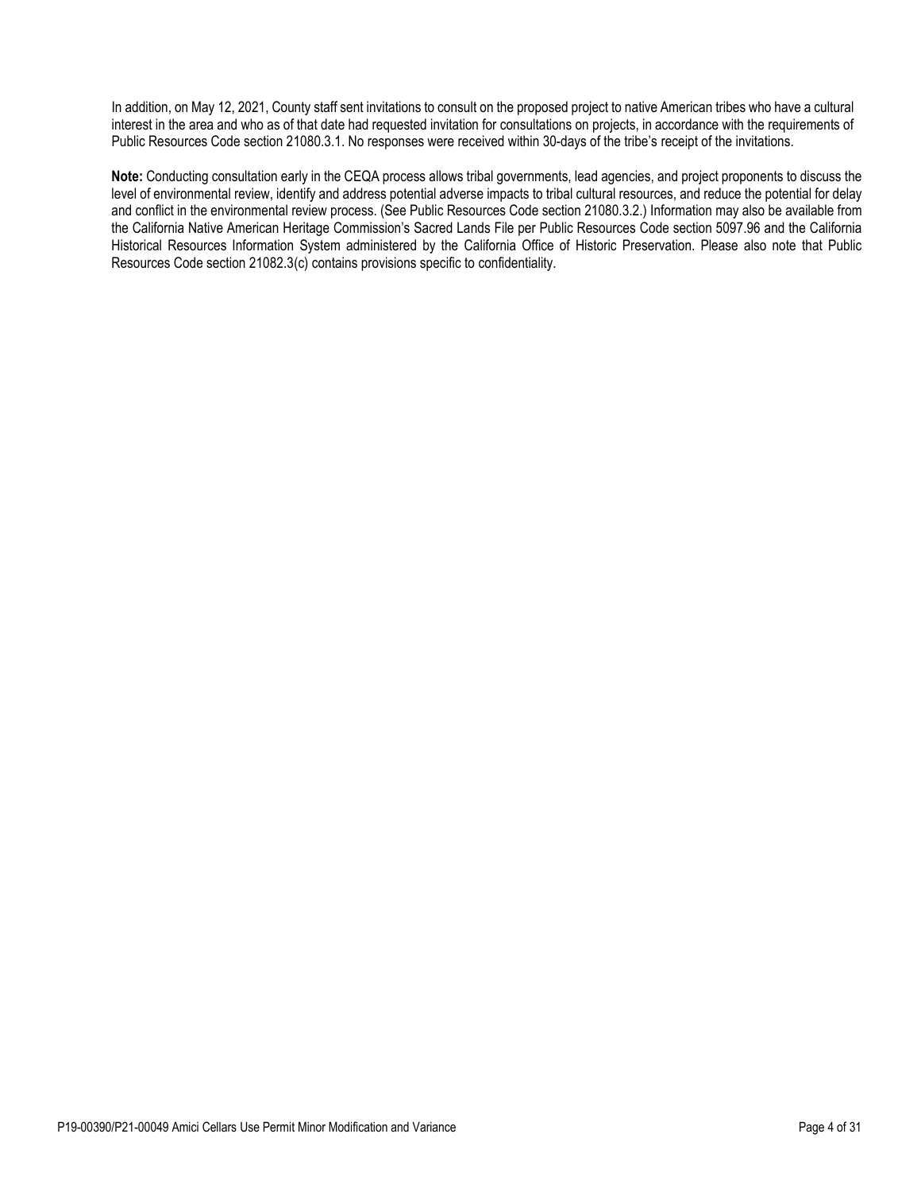In addition, on May 12, 2021, County staff sent invitations to consult on the proposed project to native American tribes who have a cultural interest in the area and who as of that date had requested invitation for consultations on projects, in accordance with the requirements of Public Resources Code section 21080.3.1. No responses were received within 30-days of the tribe's receipt of the invitations.

**Note:** Conducting consultation early in the CEQA process allows tribal governments, lead agencies, and project proponents to discuss the level of environmental review, identify and address potential adverse impacts to tribal cultural resources, and reduce the potential for delay and conflict in the environmental review process. (See Public Resources Code section 21080.3.2.) Information may also be available from the California Native American Heritage Commission's Sacred Lands File per Public Resources Code section 5097.96 and the California Historical Resources Information System administered by the California Office of Historic Preservation. Please also note that Public Resources Code section 21082.3(c) contains provisions specific to confidentiality.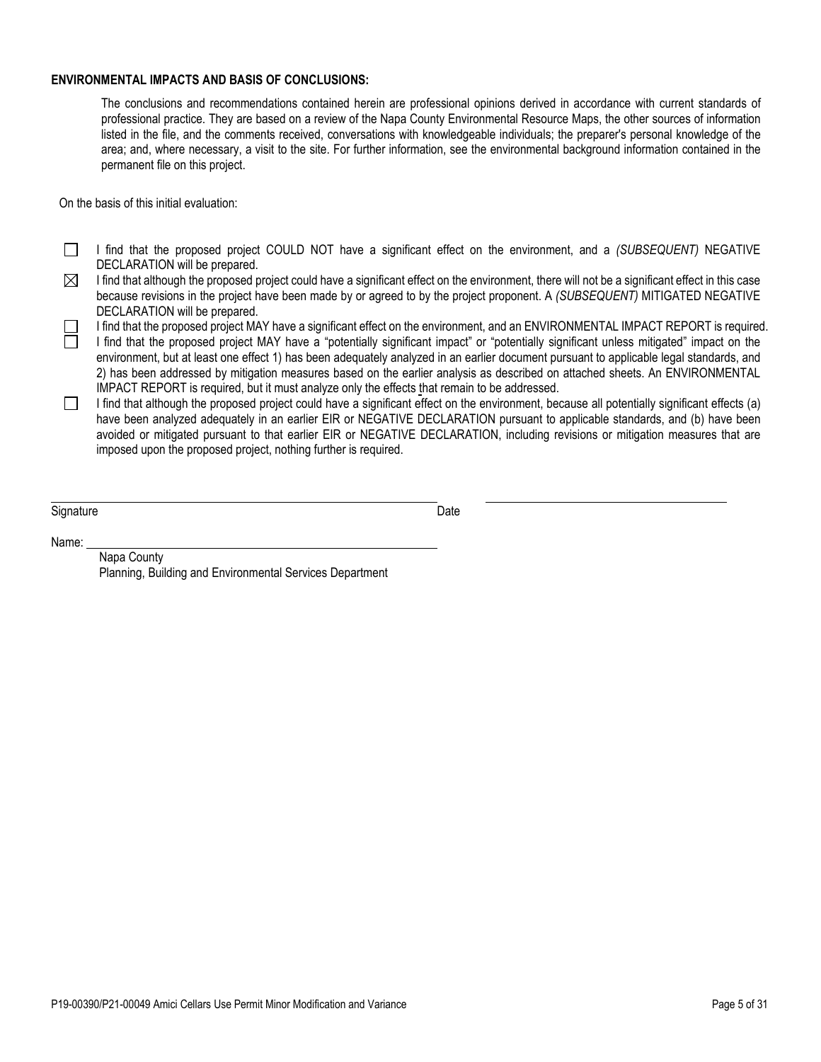**ENVIRONMENTAL IMPACTS AND BASIS OF CONCLUSIONS:**

The conclusions and recommendations contained herein are professional opinions derived in accordance with current standards of professional practice. They are based on a review of the Napa County Environmental Resource Maps, the other sources of information listed in the file, and the comments received, conversations with knowledgeable individuals; the preparer's personal knowledge of the area; and, where necessary, a visit to the site. For further information, see the environmental background information contained in the permanent file on this project.

On the basis of this initial evaluation:

- ☐ I find that the proposed project COULD NOT have a significant effect on the environment, and a *(SUBSEQUENT)* NEGATIVE DECLARATION will be prepared.
- ☒ I find that although the proposed project could have a significant effect on the environment, there will not be a significant effect in this case because revisions in the project have been made by or agreed to by the project proponent. A *(SUBSEQUENT)* MITIGATED NEGATIVE DECLARATION will be prepared.
- ☐ I find that the proposed project MAY have a significant effect on the environment, and an ENVIRONMENTAL IMPACT REPORT is required.
- ☐ I find that the proposed project MAY have a "potentially significant impact" or "potentially significant unless mitigated" impact on the environment, but at least one effect 1) has been adequately analyzed in an earlier document pursuant to applicable legal standards, and 2) has been addressed by mitigation measures based on the earlier analysis as described on attached sheets. An ENVIRONMENTAL IMPACT REPORT is required, but it must analyze only the effects that remain to be addressed.
- ☐ I find that although the proposed project could have a significant effect on the environment, because all potentially significant effects (a) have been analyzed adequately in an earlier EIR or NEGATIVE DECLARATION pursuant to applicable standards, and (b) have been avoided or mitigated pursuant to that earlier EIR or NEGATIVE DECLARATION, including revisions or mitigation measures that are imposed upon the proposed project, nothing further is required.

Signature \_\_\_\_\_\_\_\_\_\_\_\_\_\_\_\_\_\_\_\_\_\_\_\_\_\_\_\_\_\_ Date \_\_\_\_\_\_\_\_\_\_\_\_\_\_\_\_\_\_\_\_

Name: \_\_\_\_\_\_\_\_\_\_\_\_\_\_\_\_\_\_\_\_\_\_\_\_\_\_\_\_\_\_

Napa County
Planning, Building and Environmental Services Department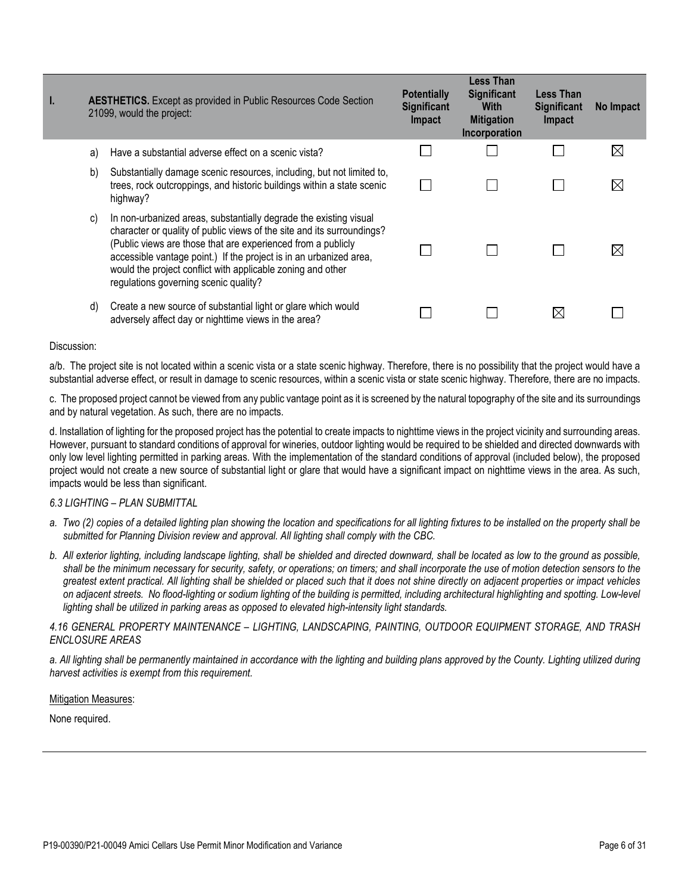| I. | AESTHETICS. Except as provided in Public Resources Code Section 21099, would the project: | Potentially Significant Impact | Less Than Significant With Mitigation Incorporation | Less Than Significant Impact | No Impact |
|---|---|---|---|---|---|
| a) | Have a substantial adverse effect on a scenic vista? | ☐ | ☐ | ☐ | ☒ |
| b) | Substantially damage scenic resources, including, but not limited to, trees, rock outcroppings, and historic buildings within a state scenic highway? | ☐ | ☐ | ☐ | ☒ |
| c) | In non-urbanized areas, substantially degrade the existing visual character or quality of public views of the site and its surroundings? (Public views are those that are experienced from a publicly accessible vantage point.) If the project is in an urbanized area, would the project conflict with applicable zoning and other regulations governing scenic quality? | ☐ | ☐ | ☐ | ☒ |
| d) | Create a new source of substantial light or glare which would adversely affect day or nighttime views in the area? | ☐ | ☐ | ☒ | ☐ |

Discussion:

a/b. The project site is not located within a scenic vista or a state scenic highway. Therefore, there is no possibility that the project would have a substantial adverse effect, or result in damage to scenic resources, within a scenic vista or state scenic highway. Therefore, there are no impacts.

c. The proposed project cannot be viewed from any public vantage point as it is screened by the natural topography of the site and its surroundings and by natural vegetation. As such, there are no impacts.

d. Installation of lighting for the proposed project has the potential to create impacts to nighttime views in the project vicinity and surrounding areas. However, pursuant to standard conditions of approval for wineries, outdoor lighting would be required to be shielded and directed downwards with only low level lighting permitted in parking areas. With the implementation of the standard conditions of approval (included below), the proposed project would not create a new source of substantial light or glare that would have a significant impact on nighttime views in the area. As such, impacts would be less than significant.

*6.3 LIGHTING – PLAN SUBMITTAL*

*a. Two (2) copies of a detailed lighting plan showing the location and specifications for all lighting fixtures to be installed on the property shall be submitted for Planning Division review and approval. All lighting shall comply with the CBC.*

*b. All exterior lighting, including landscape lighting, shall be shielded and directed downward, shall be located as low to the ground as possible, shall be the minimum necessary for security, safety, or operations; on timers; and shall incorporate the use of motion detection sensors to the greatest extent practical. All lighting shall be shielded or placed such that it does not shine directly on adjacent properties or impact vehicles on adjacent streets. No flood-lighting or sodium lighting of the building is permitted, including architectural highlighting and spotting. Low-level lighting shall be utilized in parking areas as opposed to elevated high-intensity light standards.*

*4.16 GENERAL PROPERTY MAINTENANCE – LIGHTING, LANDSCAPING, PAINTING, OUTDOOR EQUIPMENT STORAGE, AND TRASH ENCLOSURE AREAS*

*a. All lighting shall be permanently maintained in accordance with the lighting and building plans approved by the County. Lighting utilized during harvest activities is exempt from this requirement.*

Mitigation Measures:

None required.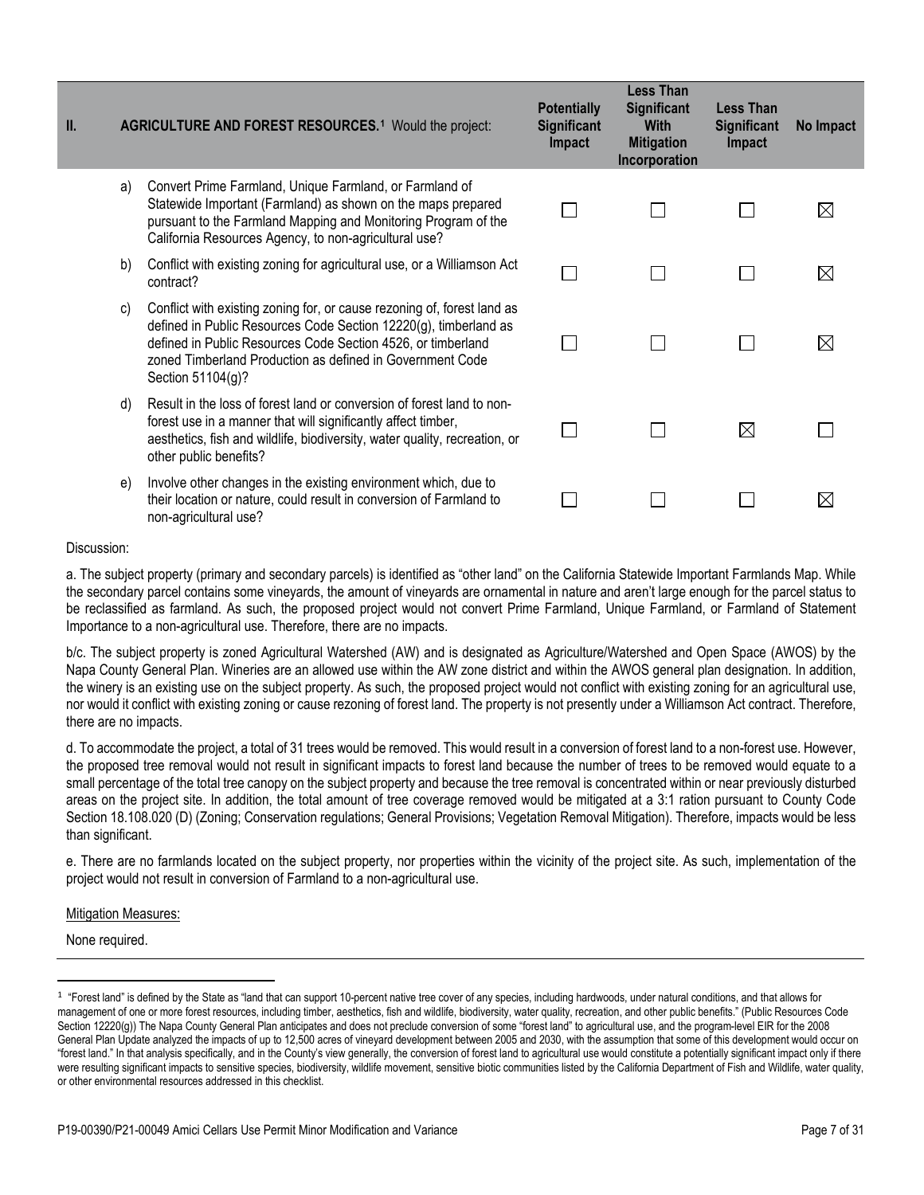| II. | | AGRICULTURE AND FOREST RESOURCES.[1] Would the project: | Potentially Significant Impact | Less Than Significant With Mitigation Incorporation | Less Than Significant Impact | No Impact |
|---|---|---|---|---|---|---|
| | a) | Convert Prime Farmland, Unique Farmland, or Farmland of Statewide Important (Farmland) as shown on the maps prepared pursuant to the Farmland Mapping and Monitoring Program of the California Resources Agency, to non-agricultural use? | ☐ | ☐ | ☐ | ☒ |
| | b) | Conflict with existing zoning for agricultural use, or a Williamson Act contract? | ☐ | ☐ | ☐ | ☒ |
| | c) | Conflict with existing zoning for, or cause rezoning of, forest land as defined in Public Resources Code Section 12220(g), timberland as defined in Public Resources Code Section 4526, or timberland zoned Timberland Production as defined in Government Code Section 51104(g)? | ☐ | ☐ | ☐ | ☒ |
| | d) | Result in the loss of forest land or conversion of forest land to non-forest use in a manner that will significantly affect timber, aesthetics, fish and wildlife, biodiversity, water quality, recreation, or other public benefits? | ☐ | ☐ | ☒ | ☐ |
| | e) | Involve other changes in the existing environment which, due to their location or nature, could result in conversion of Farmland to non-agricultural use? | ☐ | ☐ | ☐ | ☒ |

Discussion:

a. The subject property (primary and secondary parcels) is identified as "other land" on the California Statewide Important Farmlands Map. While the secondary parcel contains some vineyards, the amount of vineyards are ornamental in nature and aren't large enough for the parcel status to be reclassified as farmland. As such, the proposed project would not convert Prime Farmland, Unique Farmland, or Farmland of Statement Importance to a non-agricultural use. Therefore, there are no impacts.

b/c. The subject property is zoned Agricultural Watershed (AW) and is designated as Agriculture/Watershed and Open Space (AWOS) by the Napa County General Plan. Wineries are an allowed use within the AW zone district and within the AWOS general plan designation. In addition, the winery is an existing use on the subject property. As such, the proposed project would not conflict with existing zoning for an agricultural use, nor would it conflict with existing zoning or cause rezoning of forest land. The property is not presently under a Williamson Act contract. Therefore, there are no impacts.

d. To accommodate the project, a total of 31 trees would be removed. This would result in a conversion of forest land to a non-forest use. However, the proposed tree removal would not result in significant impacts to forest land because the number of trees to be removed would equate to a small percentage of the total tree canopy on the subject property and because the tree removal is concentrated within or near previously disturbed areas on the project site. In addition, the total amount of tree coverage removed would be mitigated at a 3:1 ration pursuant to County Code Section 18.108.020 (D) (Zoning; Conservation regulations; General Provisions; Vegetation Removal Mitigation). Therefore, impacts would be less than significant.

e. There are no farmlands located on the subject property, nor properties within the vicinity of the project site. As such, implementation of the project would not result in conversion of Farmland to a non-agricultural use.

Mitigation Measures:

None required.

---

[1] "Forest land" is defined by the State as "land that can support 10-percent native tree cover of any species, including hardwoods, under natural conditions, and that allows for management of one or more forest resources, including timber, aesthetics, fish and wildlife, biodiversity, water quality, recreation, and other public benefits." (Public Resources Code Section 12220(g)) The Napa County General Plan anticipates and does not preclude conversion of some "forest land" to agricultural use, and the program-level EIR for the 2008 General Plan Update analyzed the impacts of up to 12,500 acres of vineyard development between 2005 and 2030, with the assumption that some of this development would occur on "forest land." In that analysis specifically, and in the County's view generally, the conversion of forest land to agricultural use would constitute a potentially significant impact only if there were resulting significant impacts to sensitive species, biodiversity, wildlife movement, sensitive biotic communities listed by the California Department of Fish and Wildlife, water quality, or other environmental resources addressed in this checklist.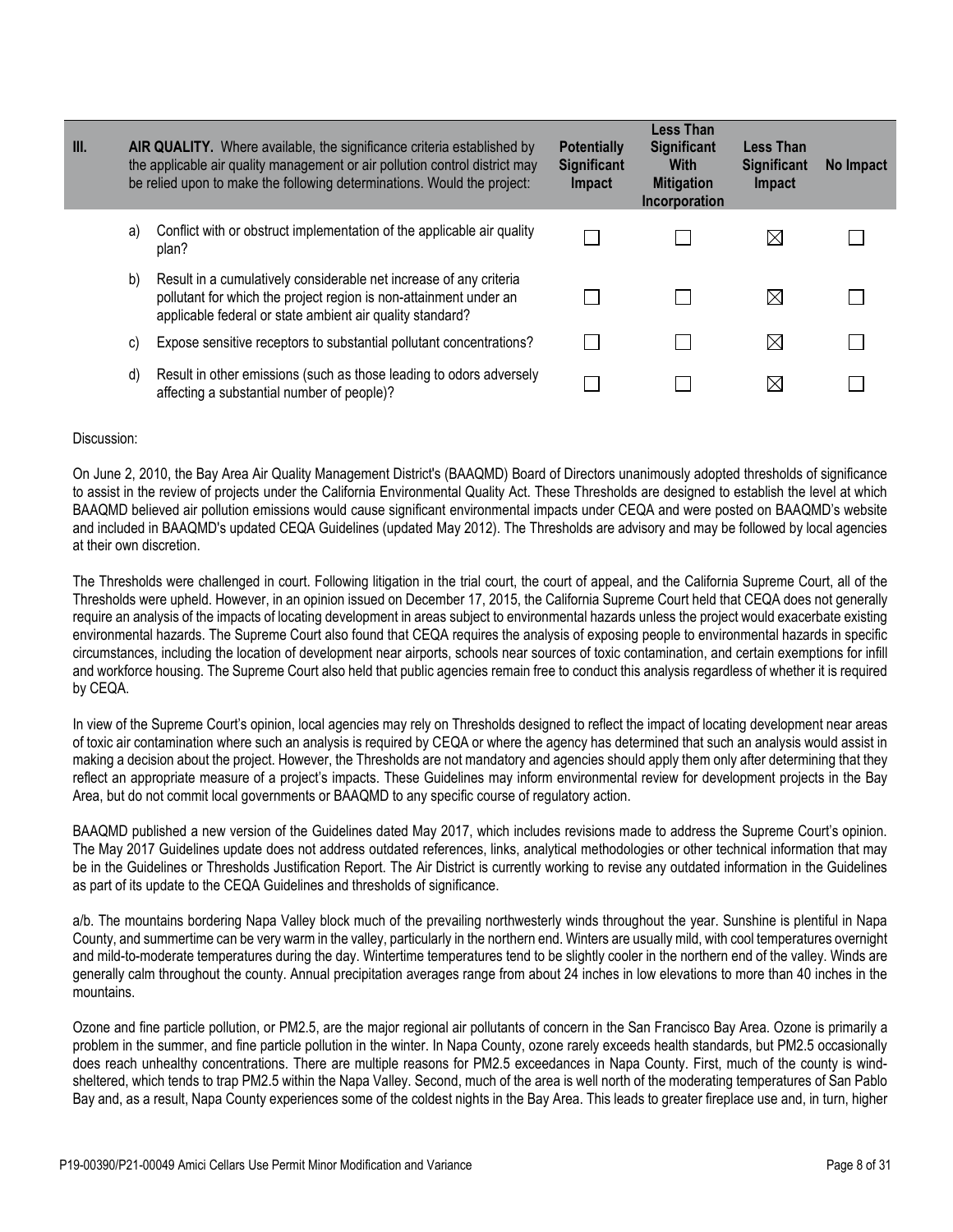| III. | | AIR QUALITY. Where available, the significance criteria established by the applicable air quality management or air pollution control district may be relied upon to make the following determinations. Would the project: | Potentially Significant Impact | Less Than Significant With Mitigation Incorporation | Less Than Significant Impact | No Impact |
|---|---|---|---|---|---|---|
| | a) | Conflict with or obstruct implementation of the applicable air quality plan? | ☐ | ☐ | ☒ | ☐ |
| | b) | Result in a cumulatively considerable net increase of any criteria pollutant for which the project region is non-attainment under an applicable federal or state ambient air quality standard? | ☐ | ☐ | ☒ | ☐ |
| | c) | Expose sensitive receptors to substantial pollutant concentrations? | ☐ | ☐ | ☒ | ☐ |
| | d) | Result in other emissions (such as those leading to odors adversely affecting a substantial number of people)? | ☐ | ☐ | ☒ | ☐ |

Discussion:

On June 2, 2010, the Bay Area Air Quality Management District's (BAAQMD) Board of Directors unanimously adopted thresholds of significance to assist in the review of projects under the California Environmental Quality Act. These Thresholds are designed to establish the level at which BAAQMD believed air pollution emissions would cause significant environmental impacts under CEQA and were posted on BAAQMD's website and included in BAAQMD's updated CEQA Guidelines (updated May 2012). The Thresholds are advisory and may be followed by local agencies at their own discretion.

The Thresholds were challenged in court. Following litigation in the trial court, the court of appeal, and the California Supreme Court, all of the Thresholds were upheld. However, in an opinion issued on December 17, 2015, the California Supreme Court held that CEQA does not generally require an analysis of the impacts of locating development in areas subject to environmental hazards unless the project would exacerbate existing environmental hazards. The Supreme Court also found that CEQA requires the analysis of exposing people to environmental hazards in specific circumstances, including the location of development near airports, schools near sources of toxic contamination, and certain exemptions for infill and workforce housing. The Supreme Court also held that public agencies remain free to conduct this analysis regardless of whether it is required by CEQA.

In view of the Supreme Court's opinion, local agencies may rely on Thresholds designed to reflect the impact of locating development near areas of toxic air contamination where such an analysis is required by CEQA or where the agency has determined that such an analysis would assist in making a decision about the project. However, the Thresholds are not mandatory and agencies should apply them only after determining that they reflect an appropriate measure of a project's impacts. These Guidelines may inform environmental review for development projects in the Bay Area, but do not commit local governments or BAAQMD to any specific course of regulatory action.

BAAQMD published a new version of the Guidelines dated May 2017, which includes revisions made to address the Supreme Court's opinion. The May 2017 Guidelines update does not address outdated references, links, analytical methodologies or other technical information that may be in the Guidelines or Thresholds Justification Report. The Air District is currently working to revise any outdated information in the Guidelines as part of its update to the CEQA Guidelines and thresholds of significance.

a/b. The mountains bordering Napa Valley block much of the prevailing northwesterly winds throughout the year. Sunshine is plentiful in Napa County, and summertime can be very warm in the valley, particularly in the northern end. Winters are usually mild, with cool temperatures overnight and mild-to-moderate temperatures during the day. Wintertime temperatures tend to be slightly cooler in the northern end of the valley. Winds are generally calm throughout the county. Annual precipitation averages range from about 24 inches in low elevations to more than 40 inches in the mountains.

Ozone and fine particle pollution, or PM2.5, are the major regional air pollutants of concern in the San Francisco Bay Area. Ozone is primarily a problem in the summer, and fine particle pollution in the winter. In Napa County, ozone rarely exceeds health standards, but PM2.5 occasionally does reach unhealthy concentrations. There are multiple reasons for PM2.5 exceedances in Napa County. First, much of the county is wind-sheltered, which tends to trap PM2.5 within the Napa Valley. Second, much of the area is well north of the moderating temperatures of San Pablo Bay and, as a result, Napa County experiences some of the coldest nights in the Bay Area. This leads to greater fireplace use and, in turn, higher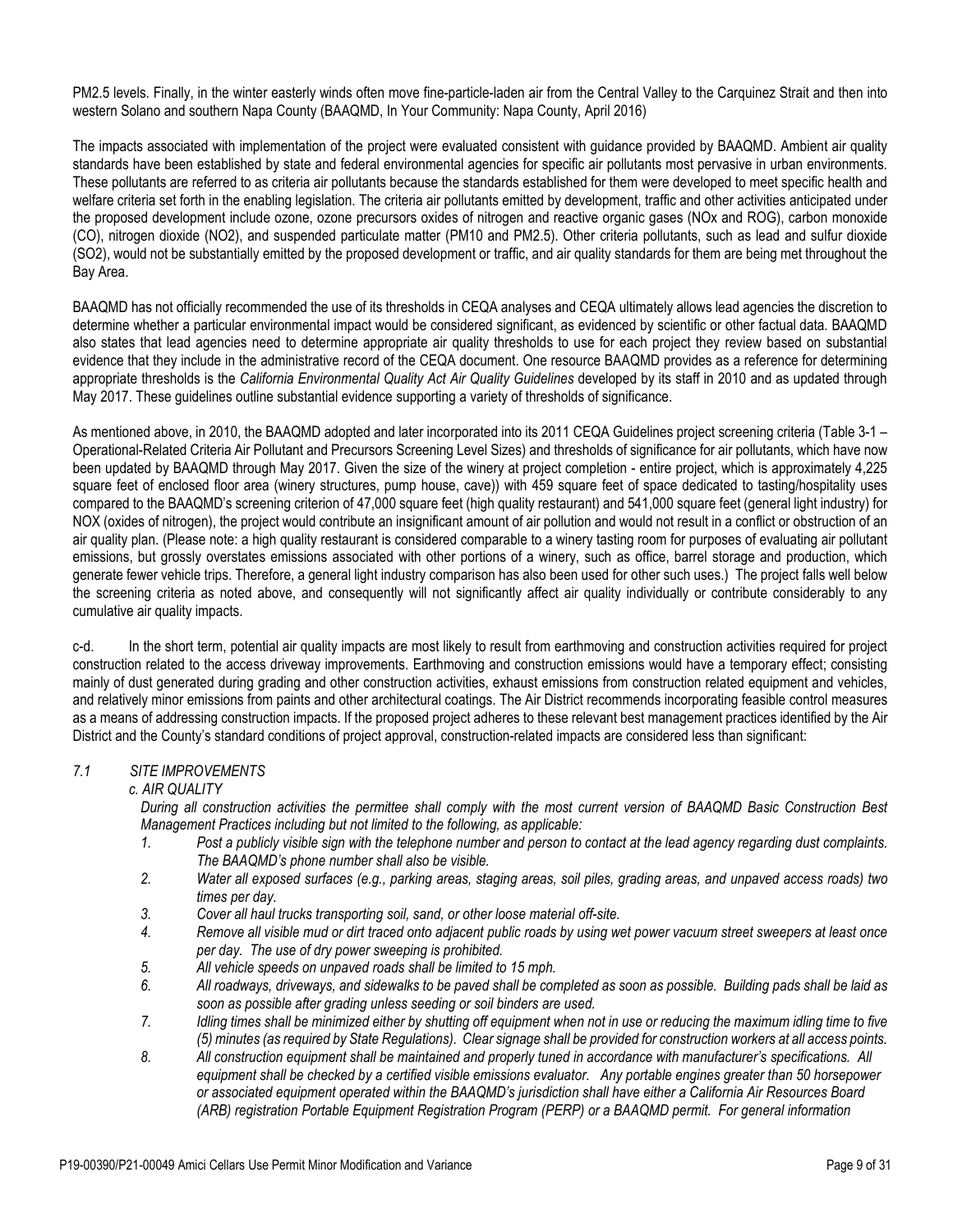PM2.5 levels. Finally, in the winter easterly winds often move fine-particle-laden air from the Central Valley to the Carquinez Strait and then into western Solano and southern Napa County (BAAQMD, In Your Community: Napa County, April 2016)

The impacts associated with implementation of the project were evaluated consistent with guidance provided by BAAQMD. Ambient air quality standards have been established by state and federal environmental agencies for specific air pollutants most pervasive in urban environments. These pollutants are referred to as criteria air pollutants because the standards established for them were developed to meet specific health and welfare criteria set forth in the enabling legislation. The criteria air pollutants emitted by development, traffic and other activities anticipated under the proposed development include ozone, ozone precursors oxides of nitrogen and reactive organic gases (NOx and ROG), carbon monoxide (CO), nitrogen dioxide (NO2), and suspended particulate matter (PM10 and PM2.5). Other criteria pollutants, such as lead and sulfur dioxide (SO2), would not be substantially emitted by the proposed development or traffic, and air quality standards for them are being met throughout the Bay Area.

BAAQMD has not officially recommended the use of its thresholds in CEQA analyses and CEQA ultimately allows lead agencies the discretion to determine whether a particular environmental impact would be considered significant, as evidenced by scientific or other factual data. BAAQMD also states that lead agencies need to determine appropriate air quality thresholds to use for each project they review based on substantial evidence that they include in the administrative record of the CEQA document. One resource BAAQMD provides as a reference for determining appropriate thresholds is the *California Environmental Quality Act Air Quality Guidelines* developed by its staff in 2010 and as updated through May 2017. These guidelines outline substantial evidence supporting a variety of thresholds of significance.

As mentioned above, in 2010, the BAAQMD adopted and later incorporated into its 2011 CEQA Guidelines project screening criteria (Table 3-1 – Operational-Related Criteria Air Pollutant and Precursors Screening Level Sizes) and thresholds of significance for air pollutants, which have now been updated by BAAQMD through May 2017. Given the size of the winery at project completion - entire project, which is approximately 4,225 square feet of enclosed floor area (winery structures, pump house, cave)) with 459 square feet of space dedicated to tasting/hospitality uses compared to the BAAQMD's screening criterion of 47,000 square feet (high quality restaurant) and 541,000 square feet (general light industry) for NOX (oxides of nitrogen), the project would contribute an insignificant amount of air pollution and would not result in a conflict or obstruction of an air quality plan. (Please note: a high quality restaurant is considered comparable to a winery tasting room for purposes of evaluating air pollutant emissions, but grossly overstates emissions associated with other portions of a winery, such as office, barrel storage and production, which generate fewer vehicle trips. Therefore, a general light industry comparison has also been used for other such uses.) The project falls well below the screening criteria as noted above, and consequently will not significantly affect air quality individually or contribute considerably to any cumulative air quality impacts.

c-d. In the short term, potential air quality impacts are most likely to result from earthmoving and construction activities required for project construction related to the access driveway improvements. Earthmoving and construction emissions would have a temporary effect; consisting mainly of dust generated during grading and other construction activities, exhaust emissions from construction related equipment and vehicles, and relatively minor emissions from paints and other architectural coatings. The Air District recommends incorporating feasible control measures as a means of addressing construction impacts. If the proposed project adheres to these relevant best management practices identified by the Air District and the County's standard conditions of project approval, construction-related impacts are considered less than significant:

*7.1 SITE IMPROVEMENTS*

*c. AIR QUALITY*

*During all construction activities the permittee shall comply with the most current version of BAAQMD Basic Construction Best Management Practices including but not limited to the following, as applicable:*

1. *Post a publicly visible sign with the telephone number and person to contact at the lead agency regarding dust complaints. The BAAQMD's phone number shall also be visible.*
2. *Water all exposed surfaces (e.g., parking areas, staging areas, soil piles, grading areas, and unpaved access roads) two times per day.*
3. *Cover all haul trucks transporting soil, sand, or other loose material off-site.*
4. *Remove all visible mud or dirt traced onto adjacent public roads by using wet power vacuum street sweepers at least once per day. The use of dry power sweeping is prohibited.*
5. *All vehicle speeds on unpaved roads shall be limited to 15 mph.*
6. *All roadways, driveways, and sidewalks to be paved shall be completed as soon as possible. Building pads shall be laid as soon as possible after grading unless seeding or soil binders are used.*
7. *Idling times shall be minimized either by shutting off equipment when not in use or reducing the maximum idling time to five (5) minutes (as required by State Regulations). Clear signage shall be provided for construction workers at all access points.*
8. *All construction equipment shall be maintained and properly tuned in accordance with manufacturer's specifications. All equipment shall be checked by a certified visible emissions evaluator. Any portable engines greater than 50 horsepower or associated equipment operated within the BAAQMD's jurisdiction shall have either a California Air Resources Board (ARB) registration Portable Equipment Registration Program (PERP) or a BAAQMD permit. For general information*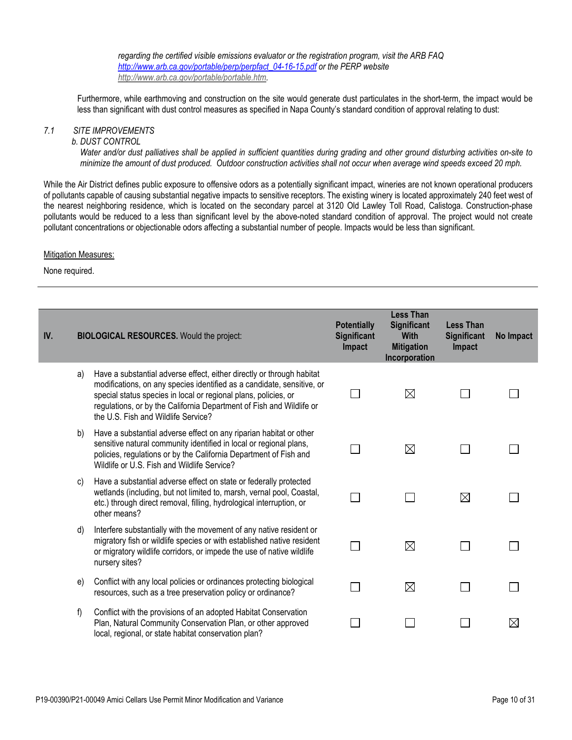*regarding the certified visible emissions evaluator or the registration program, visit the ARB FAQ [http://www.arb.ca.gov/portable/perp/perpfact_04-16-15.pdf](http://www.arb.ca.gov/portable/perp/perpfact_04-16-15.pdf) or the PERP website [http://www.arb.ca.gov/portable/portable.htm](http://www.arb.ca.gov/portable/portable.htm).*

Furthermore, while earthmoving and construction on the site would generate dust particulates in the short-term, the impact would be less than significant with dust control measures as specified in Napa County's standard condition of approval relating to dust:

*7.1 SITE IMPROVEMENTS*

*b. DUST CONTROL*

*Water and/or dust palliatives shall be applied in sufficient quantities during grading and other ground disturbing activities on-site to minimize the amount of dust produced. Outdoor construction activities shall not occur when average wind speeds exceed 20 mph.*

While the Air District defines public exposure to offensive odors as a potentially significant impact, wineries are not known operational producers of pollutants capable of causing substantial negative impacts to sensitive receptors. The existing winery is located approximately 240 feet west of the nearest neighboring residence, which is located on the secondary parcel at 3120 Old Lawley Toll Road, Calistoga. Construction-phase pollutants would be reduced to a less than significant level by the above-noted standard condition of approval. The project would not create pollutant concentrations or objectionable odors affecting a substantial number of people. Impacts would be less than significant.

Mitigation Measures:

None required.

---

| IV. | **BIOLOGICAL RESOURCES.** Would the project: | **Potentially Significant Impact** | **Less Than Significant With Mitigation Incorporation** | **Less Than Significant Impact** | **No Impact** |
|---|---|---|---|---|---|
| a) | Have a substantial adverse effect, either directly or through habitat modifications, on any species identified as a candidate, sensitive, or special status species in local or regional plans, policies, or regulations, or by the California Department of Fish and Wildlife or the U.S. Fish and Wildlife Service? | ☐ | ☒ | ☐ | ☐ |
| b) | Have a substantial adverse effect on any riparian habitat or other sensitive natural community identified in local or regional plans, policies, regulations or by the California Department of Fish and Wildlife or U.S. Fish and Wildlife Service? | ☐ | ☒ | ☐ | ☐ |
| c) | Have a substantial adverse effect on state or federally protected wetlands (including, but not limited to, marsh, vernal pool, Coastal, etc.) through direct removal, filling, hydrological interruption, or other means? | ☐ | ☐ | ☒ | ☐ |
| d) | Interfere substantially with the movement of any native resident or migratory fish or wildlife species or with established native resident or migratory wildlife corridors, or impede the use of native wildlife nursery sites? | ☐ | ☒ | ☐ | ☐ |
| e) | Conflict with any local policies or ordinances protecting biological resources, such as a tree preservation policy or ordinance? | ☐ | ☒ | ☐ | ☐ |
| f) | Conflict with the provisions of an adopted Habitat Conservation Plan, Natural Community Conservation Plan, or other approved local, regional, or state habitat conservation plan? | ☐ | ☐ | ☐ | ☒ |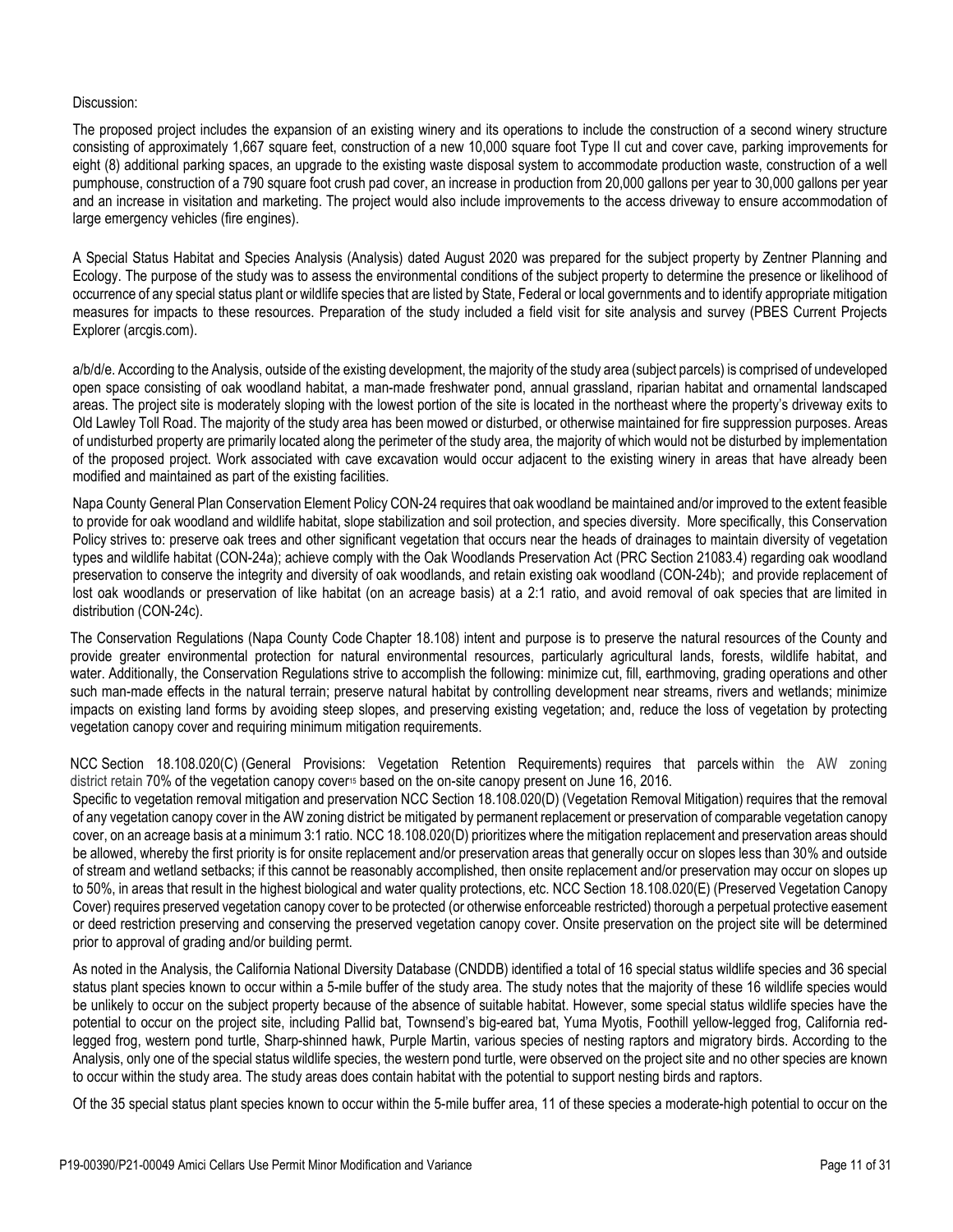Discussion:

The proposed project includes the expansion of an existing winery and its operations to include the construction of a second winery structure consisting of approximately 1,667 square feet, construction of a new 10,000 square foot Type II cut and cover cave, parking improvements for eight (8) additional parking spaces, an upgrade to the existing waste disposal system to accommodate production waste, construction of a well pumphouse, construction of a 790 square foot crush pad cover, an increase in production from 20,000 gallons per year to 30,000 gallons per year and an increase in visitation and marketing. The project would also include improvements to the access driveway to ensure accommodation of large emergency vehicles (fire engines).

A Special Status Habitat and Species Analysis (Analysis) dated August 2020 was prepared for the subject property by Zentner Planning and Ecology. The purpose of the study was to assess the environmental conditions of the subject property to determine the presence or likelihood of occurrence of any special status plant or wildlife species that are listed by State, Federal or local governments and to identify appropriate mitigation measures for impacts to these resources. Preparation of the study included a field visit for site analysis and survey (PBES Current Projects Explorer (arcgis.com).

a/b/d/e. According to the Analysis, outside of the existing development, the majority of the study area (subject parcels) is comprised of undeveloped open space consisting of oak woodland habitat, a man-made freshwater pond, annual grassland, riparian habitat and ornamental landscaped areas. The project site is moderately sloping with the lowest portion of the site is located in the northeast where the property's driveway exits to Old Lawley Toll Road. The majority of the study area has been mowed or disturbed, or otherwise maintained for fire suppression purposes. Areas of undisturbed property are primarily located along the perimeter of the study area, the majority of which would not be disturbed by implementation of the proposed project. Work associated with cave excavation would occur adjacent to the existing winery in areas that have already been modified and maintained as part of the existing facilities.

Napa County General Plan Conservation Element Policy CON-24 requires that oak woodland be maintained and/or improved to the extent feasible to provide for oak woodland and wildlife habitat, slope stabilization and soil protection, and species diversity. More specifically, this Conservation Policy strives to: preserve oak trees and other significant vegetation that occurs near the heads of drainages to maintain diversity of vegetation types and wildlife habitat (CON-24a); achieve comply with the Oak Woodlands Preservation Act (PRC Section 21083.4) regarding oak woodland preservation to conserve the integrity and diversity of oak woodlands, and retain existing oak woodland (CON-24b); and provide replacement of lost oak woodlands or preservation of like habitat (on an acreage basis) at a 2:1 ratio, and avoid removal of oak species that are limited in distribution (CON-24c).

The Conservation Regulations (Napa County Code Chapter 18.108) intent and purpose is to preserve the natural resources of the County and provide greater environmental protection for natural environmental resources, particularly agricultural lands, forests, wildlife habitat, and water. Additionally, the Conservation Regulations strive to accomplish the following: minimize cut, fill, earthmoving, grading operations and other such man-made effects in the natural terrain; preserve natural habitat by controlling development near streams, rivers and wetlands; minimize impacts on existing land forms by avoiding steep slopes, and preserving existing vegetation; and, reduce the loss of vegetation by protecting vegetation canopy cover and requiring minimum mitigation requirements.

NCC Section 18.108.020(C) (General Provisions: Vegetation Retention Requirements) requires that parcels within the AW zoning district retain 70% of the vegetation canopy cover[15] based on the on-site canopy present on June 16, 2016.

Specific to vegetation removal mitigation and preservation NCC Section 18.108.020(D) (Vegetation Removal Mitigation) requires that the removal of any vegetation canopy cover in the AW zoning district be mitigated by permanent replacement or preservation of comparable vegetation canopy cover, on an acreage basis at a minimum 3:1 ratio. NCC 18.108.020(D) prioritizes where the mitigation replacement and preservation areas should be allowed, whereby the first priority is for onsite replacement and/or preservation areas that generally occur on slopes less than 30% and outside of stream and wetland setbacks; if this cannot be reasonably accomplished, then onsite replacement and/or preservation may occur on slopes up to 50%, in areas that result in the highest biological and water quality protections, etc. NCC Section 18.108.020(E) (Preserved Vegetation Canopy Cover) requires preserved vegetation canopy cover to be protected (or otherwise enforceable restricted) thorough a perpetual protective easement or deed restriction preserving and conserving the preserved vegetation canopy cover. Onsite preservation on the project site will be determined prior to approval of grading and/or building permt.

As noted in the Analysis, the California National Diversity Database (CNDDB) identified a total of 16 special status wildlife species and 36 special status plant species known to occur within a 5-mile buffer of the study area. The study notes that the majority of these 16 wildlife species would be unlikely to occur on the subject property because of the absence of suitable habitat. However, some special status wildlife species have the potential to occur on the project site, including Pallid bat, Townsend's big-eared bat, Yuma Myotis, Foothill yellow-legged frog, California red-legged frog, western pond turtle, Sharp-shinned hawk, Purple Martin, various species of nesting raptors and migratory birds. According to the Analysis, only one of the special status wildlife species, the western pond turtle, were observed on the project site and no other species are known to occur within the study area. The study areas does contain habitat with the potential to support nesting birds and raptors.

Of the 35 special status plant species known to occur within the 5-mile buffer area, 11 of these species a moderate-high potential to occur on the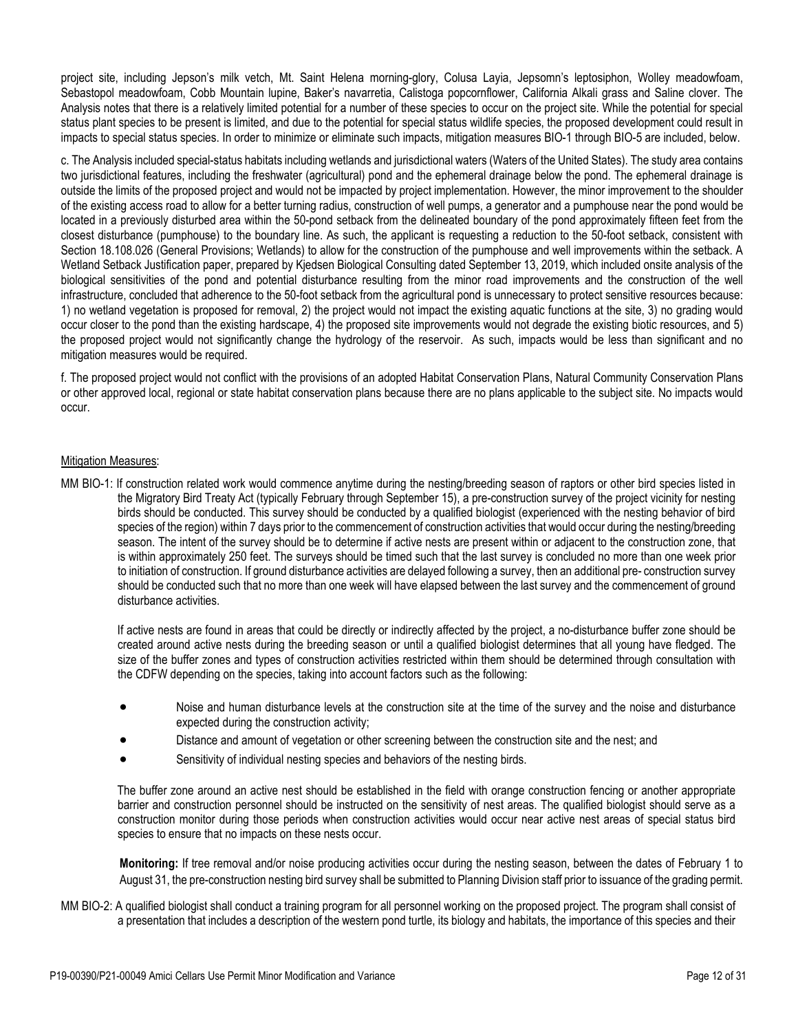project site, including Jepson's milk vetch, Mt. Saint Helena morning-glory, Colusa Layia, Jepsomn's leptosiphon, Wolley meadowfoam, Sebastopol meadowfoam, Cobb Mountain lupine, Baker's navarretia, Calistoga popcornflower, California Alkali grass and Saline clover. The Analysis notes that there is a relatively limited potential for a number of these species to occur on the project site. While the potential for special status plant species to be present is limited, and due to the potential for special status wildlife species, the proposed development could result in impacts to special status species. In order to minimize or eliminate such impacts, mitigation measures BIO-1 through BIO-5 are included, below.

c. The Analysis included special-status habitats including wetlands and jurisdictional waters (Waters of the United States). The study area contains two jurisdictional features, including the freshwater (agricultural) pond and the ephemeral drainage below the pond. The ephemeral drainage is outside the limits of the proposed project and would not be impacted by project implementation. However, the minor improvement to the shoulder of the existing access road to allow for a better turning radius, construction of well pumps, a generator and a pumphouse near the pond would be located in a previously disturbed area within the 50-pond setback from the delineated boundary of the pond approximately fifteen feet from the closest disturbance (pumphouse) to the boundary line. As such, the applicant is requesting a reduction to the 50-foot setback, consistent with Section 18.108.026 (General Provisions; Wetlands) to allow for the construction of the pumphouse and well improvements within the setback. A Wetland Setback Justification paper, prepared by Kjedsen Biological Consulting dated September 13, 2019, which included onsite analysis of the biological sensitivities of the pond and potential disturbance resulting from the minor road improvements and the construction of the well infrastructure, concluded that adherence to the 50-foot setback from the agricultural pond is unnecessary to protect sensitive resources because: 1) no wetland vegetation is proposed for removal, 2) the project would not impact the existing aquatic functions at the site, 3) no grading would occur closer to the pond than the existing hardscape, 4) the proposed site improvements would not degrade the existing biotic resources, and 5) the proposed project would not significantly change the hydrology of the reservoir. As such, impacts would be less than significant and no mitigation measures would be required.

f. The proposed project would not conflict with the provisions of an adopted Habitat Conservation Plans, Natural Community Conservation Plans or other approved local, regional or state habitat conservation plans because there are no plans applicable to the subject site. No impacts would occur.

Mitigation Measures:

MM BIO-1: If construction related work would commence anytime during the nesting/breeding season of raptors or other bird species listed in the Migratory Bird Treaty Act (typically February through September 15), a pre-construction survey of the project vicinity for nesting birds should be conducted. This survey should be conducted by a qualified biologist (experienced with the nesting behavior of bird species of the region) within 7 days prior to the commencement of construction activities that would occur during the nesting/breeding season. The intent of the survey should be to determine if active nests are present within or adjacent to the construction zone, that is within approximately 250 feet. The surveys should be timed such that the last survey is concluded no more than one week prior to initiation of construction. If ground disturbance activities are delayed following a survey, then an additional pre- construction survey should be conducted such that no more than one week will have elapsed between the last survey and the commencement of ground disturbance activities.

If active nests are found in areas that could be directly or indirectly affected by the project, a no-disturbance buffer zone should be created around active nests during the breeding season or until a qualified biologist determines that all young have fledged. The size of the buffer zones and types of construction activities restricted within them should be determined through consultation with the CDFW depending on the species, taking into account factors such as the following:

- Noise and human disturbance levels at the construction site at the time of the survey and the noise and disturbance expected during the construction activity;
- Distance and amount of vegetation or other screening between the construction site and the nest; and
- Sensitivity of individual nesting species and behaviors of the nesting birds.

The buffer zone around an active nest should be established in the field with orange construction fencing or another appropriate barrier and construction personnel should be instructed on the sensitivity of nest areas. The qualified biologist should serve as a construction monitor during those periods when construction activities would occur near active nest areas of special status bird species to ensure that no impacts on these nests occur.

**Monitoring:** If tree removal and/or noise producing activities occur during the nesting season, between the dates of February 1 to August 31, the pre-construction nesting bird survey shall be submitted to Planning Division staff prior to issuance of the grading permit.

MM BIO-2: A qualified biologist shall conduct a training program for all personnel working on the proposed project. The program shall consist of a presentation that includes a description of the western pond turtle, its biology and habitats, the importance of this species and their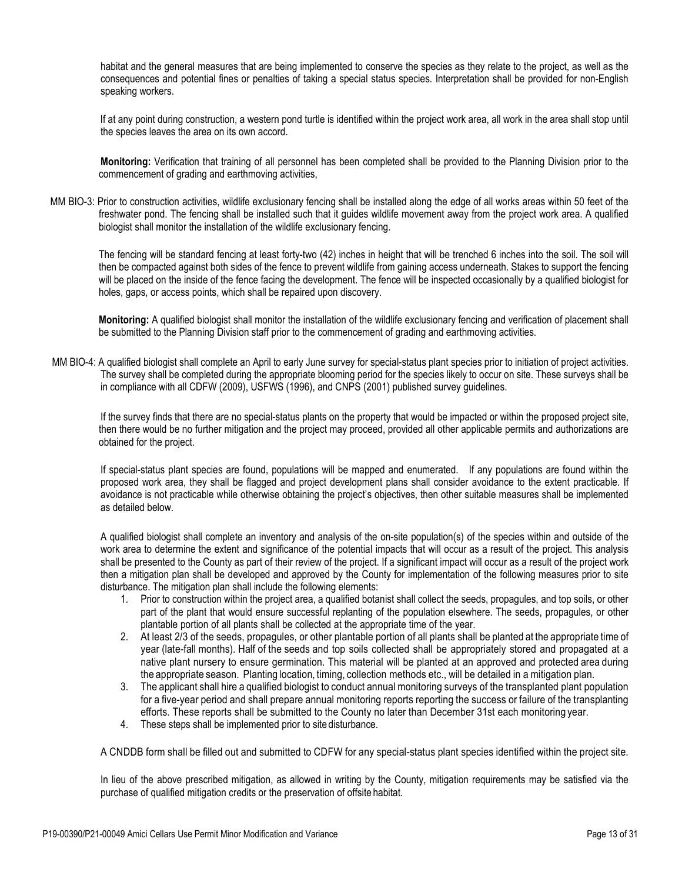habitat and the general measures that are being implemented to conserve the species as they relate to the project, as well as the consequences and potential fines or penalties of taking a special status species. Interpretation shall be provided for non-English speaking workers.

If at any point during construction, a western pond turtle is identified within the project work area, all work in the area shall stop until the species leaves the area on its own accord.

**Monitoring:** Verification that training of all personnel has been completed shall be provided to the Planning Division prior to the commencement of grading and earthmoving activities,

MM BIO-3: Prior to construction activities, wildlife exclusionary fencing shall be installed along the edge of all works areas within 50 feet of the freshwater pond. The fencing shall be installed such that it guides wildlife movement away from the project work area. A qualified biologist shall monitor the installation of the wildlife exclusionary fencing.

The fencing will be standard fencing at least forty-two (42) inches in height that will be trenched 6 inches into the soil. The soil will then be compacted against both sides of the fence to prevent wildlife from gaining access underneath. Stakes to support the fencing will be placed on the inside of the fence facing the development. The fence will be inspected occasionally by a qualified biologist for holes, gaps, or access points, which shall be repaired upon discovery.

**Monitoring:** A qualified biologist shall monitor the installation of the wildlife exclusionary fencing and verification of placement shall be submitted to the Planning Division staff prior to the commencement of grading and earthmoving activities.

MM BIO-4: A qualified biologist shall complete an April to early June survey for special-status plant species prior to initiation of project activities. The survey shall be completed during the appropriate blooming period for the species likely to occur on site. These surveys shall be in compliance with all CDFW (2009), USFWS (1996), and CNPS (2001) published survey guidelines.

If the survey finds that there are no special-status plants on the property that would be impacted or within the proposed project site, then there would be no further mitigation and the project may proceed, provided all other applicable permits and authorizations are obtained for the project.

If special-status plant species are found, populations will be mapped and enumerated. If any populations are found within the proposed work area, they shall be flagged and project development plans shall consider avoidance to the extent practicable. If avoidance is not practicable while otherwise obtaining the project's objectives, then other suitable measures shall be implemented as detailed below.

A qualified biologist shall complete an inventory and analysis of the on-site population(s) of the species within and outside of the work area to determine the extent and significance of the potential impacts that will occur as a result of the project. This analysis shall be presented to the County as part of their review of the project. If a significant impact will occur as a result of the project work then a mitigation plan shall be developed and approved by the County for implementation of the following measures prior to site disturbance. The mitigation plan shall include the following elements:

1. Prior to construction within the project area, a qualified botanist shall collect the seeds, propagules, and top soils, or other part of the plant that would ensure successful replanting of the population elsewhere. The seeds, propagules, or other plantable portion of all plants shall be collected at the appropriate time of the year.
2. At least 2/3 of the seeds, propagules, or other plantable portion of all plants shall be planted at the appropriate time of year (late-fall months). Half of the seeds and top soils collected shall be appropriately stored and propagated at a native plant nursery to ensure germination. This material will be planted at an approved and protected area during the appropriate season. Planting location, timing, collection methods etc., will be detailed in a mitigation plan.
3. The applicant shall hire a qualified biologist to conduct annual monitoring surveys of the transplanted plant population for a five-year period and shall prepare annual monitoring reports reporting the success or failure of the transplanting efforts. These reports shall be submitted to the County no later than December 31st each monitoring year.
4. These steps shall be implemented prior to site disturbance.

A CNDDB form shall be filled out and submitted to CDFW for any special-status plant species identified within the project site.

In lieu of the above prescribed mitigation, as allowed in writing by the County, mitigation requirements may be satisfied via the purchase of qualified mitigation credits or the preservation of offsite habitat.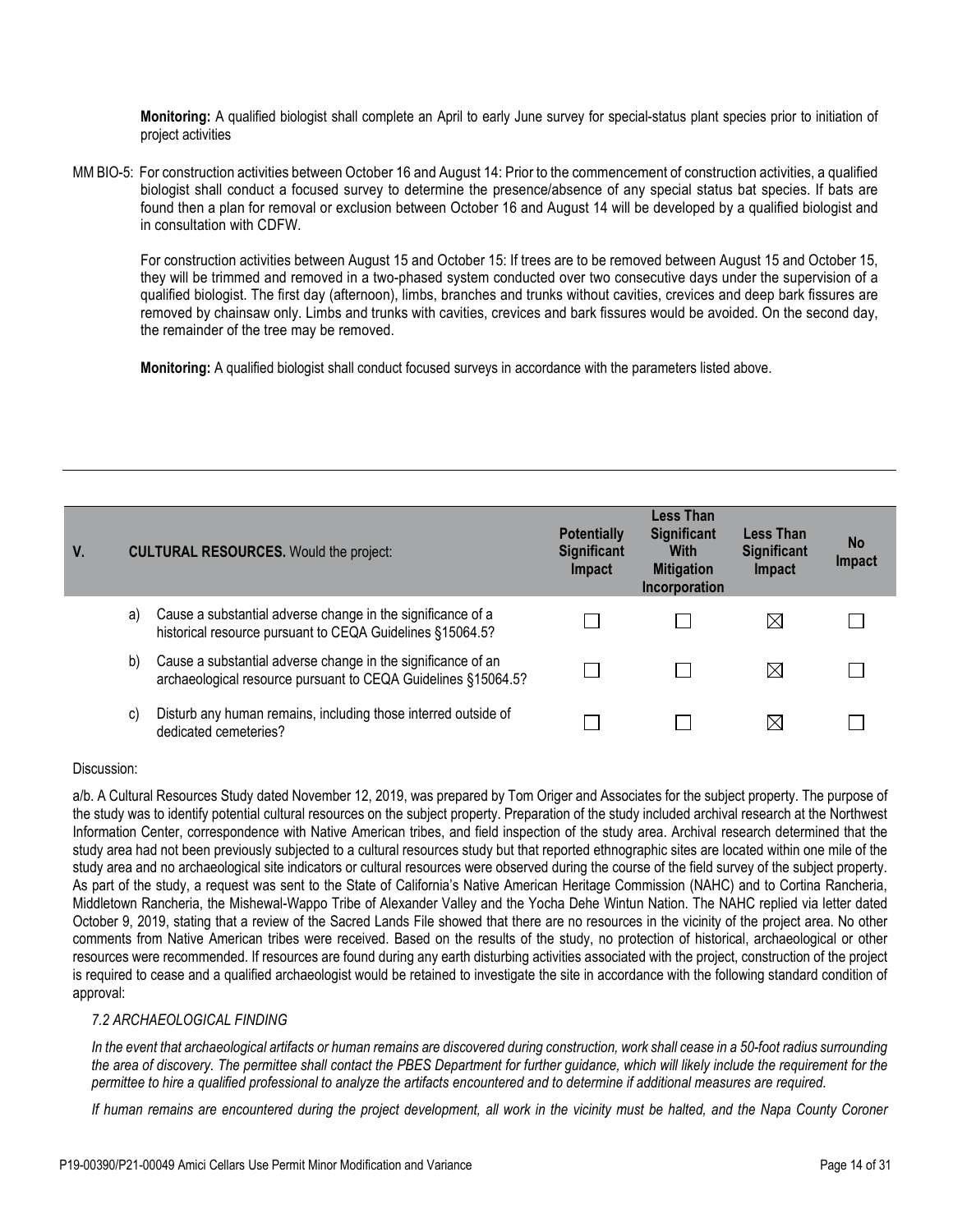**Monitoring:** A qualified biologist shall complete an April to early June survey for special-status plant species prior to initiation of project activities

MM BIO-5: For construction activities between October 16 and August 14: Prior to the commencement of construction activities, a qualified biologist shall conduct a focused survey to determine the presence/absence of any special status bat species. If bats are found then a plan for removal or exclusion between October 16 and August 14 will be developed by a qualified biologist and in consultation with CDFW.

For construction activities between August 15 and October 15: If trees are to be removed between August 15 and October 15, they will be trimmed and removed in a two-phased system conducted over two consecutive days under the supervision of a qualified biologist. The first day (afternoon), limbs, branches and trunks without cavities, crevices and deep bark fissures are removed by chainsaw only. Limbs and trunks with cavities, crevices and bark fissures would be avoided. On the second day, the remainder of the tree may be removed.

**Monitoring:** A qualified biologist shall conduct focused surveys in accordance with the parameters listed above.

| V. | | **CULTURAL RESOURCES.** Would the project: | **Potentially Significant Impact** | **Less Than Significant With Mitigation Incorporation** | **Less Than Significant Impact** | **No Impact** |
|---|---|---|---|---|---|---|
| | a) | Cause a substantial adverse change in the significance of a historical resource pursuant to CEQA Guidelines §15064.5? | ☐ | ☐ | ☒ | ☐ |
| | b) | Cause a substantial adverse change in the significance of an archaeological resource pursuant to CEQA Guidelines §15064.5? | ☐ | ☐ | ☒ | ☐ |
| | c) | Disturb any human remains, including those interred outside of dedicated cemeteries? | ☐ | ☐ | ☒ | ☐ |

Discussion:

a/b. A Cultural Resources Study dated November 12, 2019, was prepared by Tom Origer and Associates for the subject property. The purpose of the study was to identify potential cultural resources on the subject property. Preparation of the study included archival research at the Northwest Information Center, correspondence with Native American tribes, and field inspection of the study area. Archival research determined that the study area had not been previously subjected to a cultural resources study but that reported ethnographic sites are located within one mile of the study area and no archaeological site indicators or cultural resources were observed during the course of the field survey of the subject property. As part of the study, a request was sent to the State of California's Native American Heritage Commission (NAHC) and to Cortina Rancheria, Middletown Rancheria, the Mishewal-Wappo Tribe of Alexander Valley and the Yocha Dehe Wintun Nation. The NAHC replied via letter dated October 9, 2019, stating that a review of the Sacred Lands File showed that there are no resources in the vicinity of the project area. No other comments from Native American tribes were received. Based on the results of the study, no protection of historical, archaeological or other resources were recommended. If resources are found during any earth disturbing activities associated with the project, construction of the project is required to cease and a qualified archaeologist would be retained to investigate the site in accordance with the following standard condition of approval:

*7.2 ARCHAEOLOGICAL FINDING*

*In the event that archaeological artifacts or human remains are discovered during construction, work shall cease in a 50-foot radius surrounding the area of discovery. The permittee shall contact the PBES Department for further guidance, which will likely include the requirement for the permittee to hire a qualified professional to analyze the artifacts encountered and to determine if additional measures are required.*

*If human remains are encountered during the project development, all work in the vicinity must be halted, and the Napa County Coroner*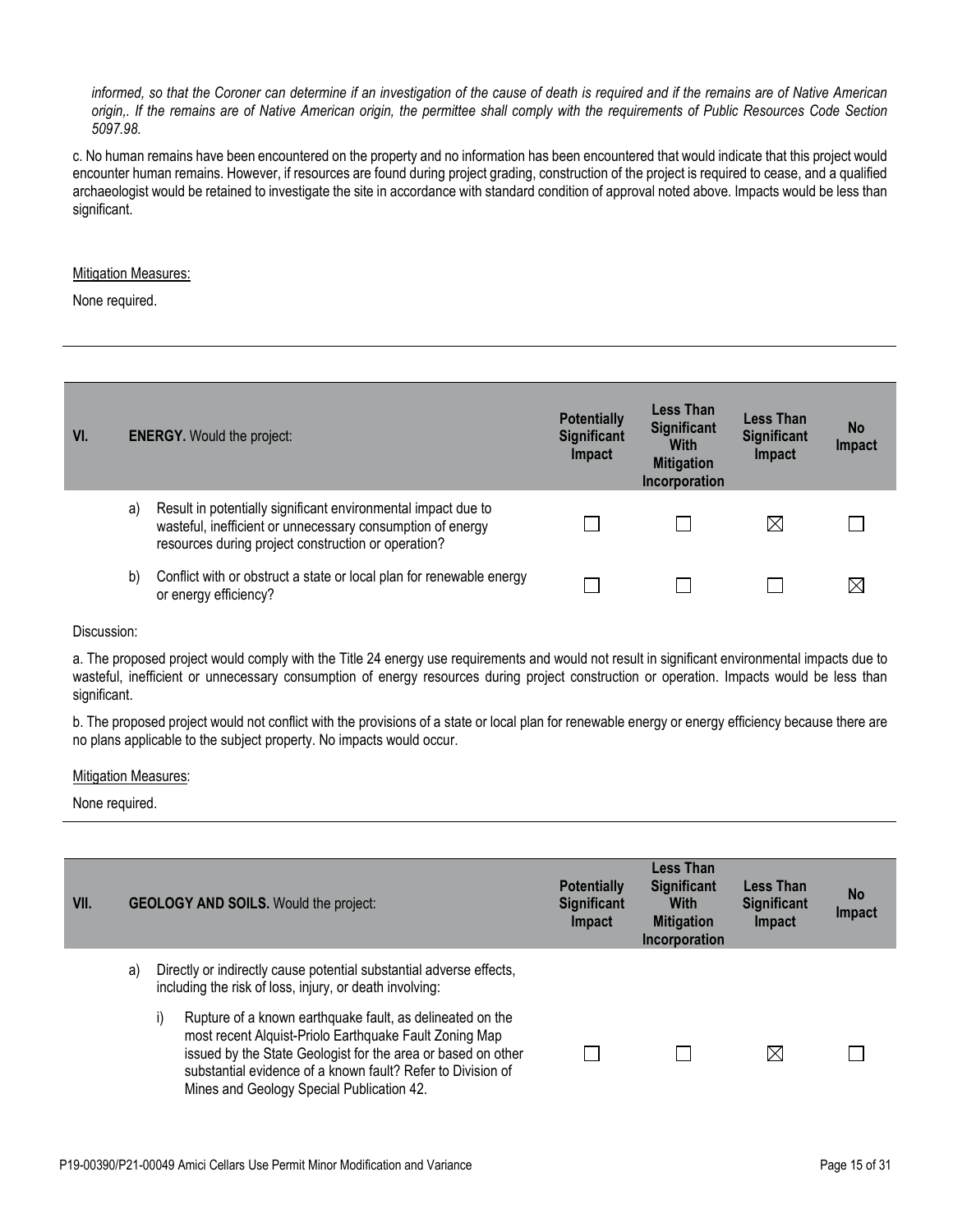*informed, so that the Coroner can determine if an investigation of the cause of death is required and if the remains are of Native American origin,. If the remains are of Native American origin, the permittee shall comply with the requirements of Public Resources Code Section 5097.98.*

c. No human remains have been encountered on the property and no information has been encountered that would indicate that this project would encounter human remains. However, if resources are found during project grading, construction of the project is required to cease, and a qualified archaeologist would be retained to investigate the site in accordance with standard condition of approval noted above. Impacts would be less than significant.

Mitigation Measures:

None required.

---

| VI. | **ENERGY.** Would the project: | **Potentially Significant Impact** | **Less Than Significant With Mitigation Incorporation** | **Less Than Significant Impact** | **No Impact** |
|---|---|---|---|---|---|
| a) | Result in potentially significant environmental impact due to wasteful, inefficient or unnecessary consumption of energy resources during project construction or operation? | ☐ | ☐ | ☒ | ☐ |
| b) | Conflict with or obstruct a state or local plan for renewable energy or energy efficiency? | ☐ | ☐ | ☐ | ☒ |

Discussion:

a. The proposed project would comply with the Title 24 energy use requirements and would not result in significant environmental impacts due to wasteful, inefficient or unnecessary consumption of energy resources during project construction or operation. Impacts would be less than significant.

b. The proposed project would not conflict with the provisions of a state or local plan for renewable energy or energy efficiency because there are no plans applicable to the subject property. No impacts would occur.

Mitigation Measures:

None required.

---

| VII. | **GEOLOGY AND SOILS.** Would the project: | **Potentially Significant Impact** | **Less Than Significant With Mitigation Incorporation** | **Less Than Significant Impact** | **No Impact** |
|---|---|---|---|---|---|
| a) | Directly or indirectly cause potential substantial adverse effects, including the risk of loss, injury, or death involving: | | | | |
| i) | Rupture of a known earthquake fault, as delineated on the most recent Alquist-Priolo Earthquake Fault Zoning Map issued by the State Geologist for the area or based on other substantial evidence of a known fault? Refer to Division of Mines and Geology Special Publication 42. | ☐ | ☐ | ☒ | ☐ |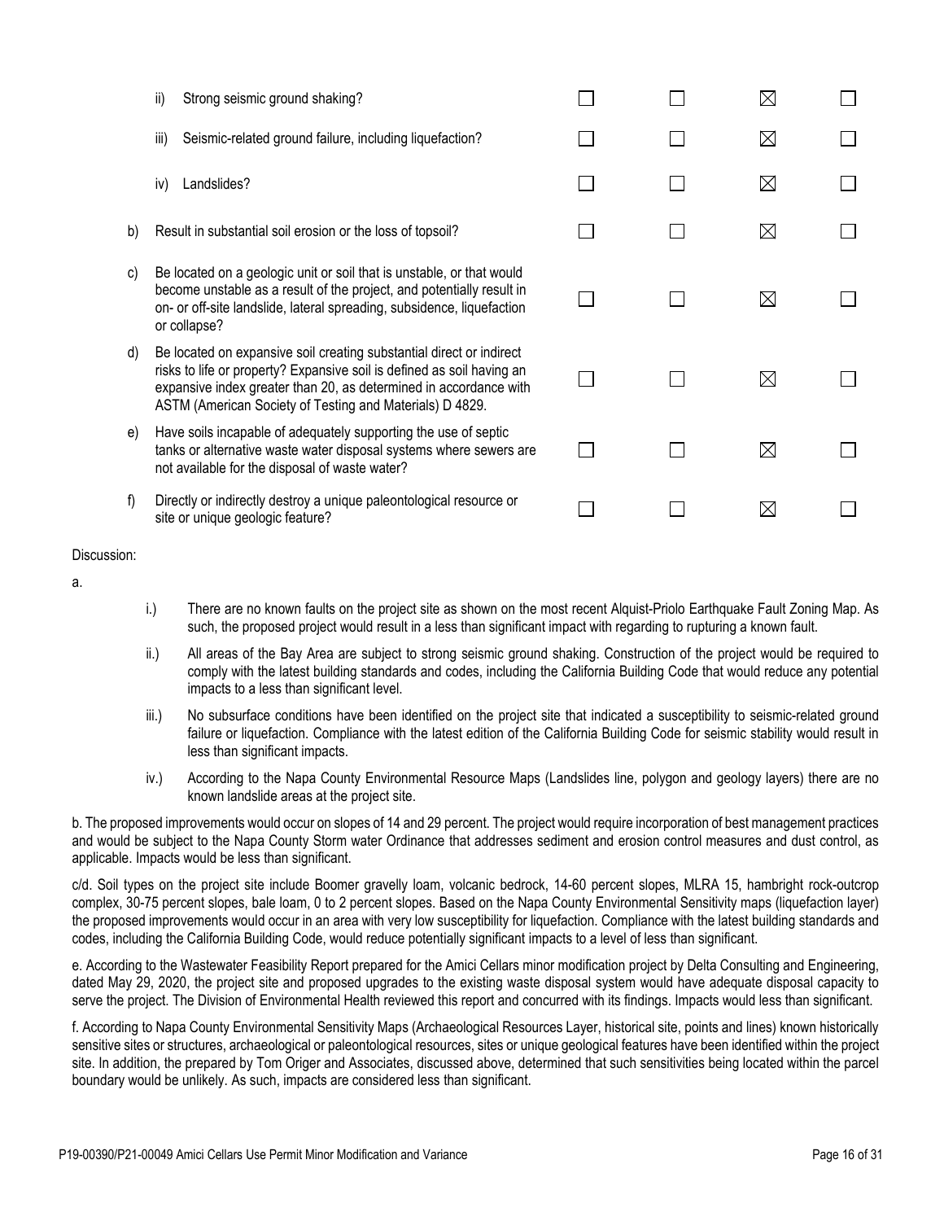| | | | | |
|---|---|---|---|---|
| ii) Strong seismic ground shaking? | ☐ | ☐ | ☒ | ☐ |
| iii) Seismic-related ground failure, including liquefaction? | ☐ | ☐ | ☒ | ☐ |
| iv) Landslides? | ☐ | ☐ | ☒ | ☐ |
| b) Result in substantial soil erosion or the loss of topsoil? | ☐ | ☐ | ☒ | ☐ |
| c) Be located on a geologic unit or soil that is unstable, or that would become unstable as a result of the project, and potentially result in on- or off-site landslide, lateral spreading, subsidence, liquefaction or collapse? | ☐ | ☐ | ☒ | ☐ |
| d) Be located on expansive soil creating substantial direct or indirect risks to life or property? Expansive soil is defined as soil having an expansive index greater than 20, as determined in accordance with ASTM (American Society of Testing and Materials) D 4829. | ☐ | ☐ | ☒ | ☐ |
| e) Have soils incapable of adequately supporting the use of septic tanks or alternative waste water disposal systems where sewers are not available for the disposal of waste water? | ☐ | ☐ | ☒ | ☐ |
| f) Directly or indirectly destroy a unique paleontological resource or site or unique geologic feature? | ☐ | ☐ | ☒ | ☐ |

Discussion:

a.

- i.) There are no known faults on the project site as shown on the most recent Alquist-Priolo Earthquake Fault Zoning Map. As such, the proposed project would result in a less than significant impact with regarding to rupturing a known fault.
- ii.) All areas of the Bay Area are subject to strong seismic ground shaking. Construction of the project would be required to comply with the latest building standards and codes, including the California Building Code that would reduce any potential impacts to a less than significant level.
- iii.) No subsurface conditions have been identified on the project site that indicated a susceptibility to seismic-related ground failure or liquefaction. Compliance with the latest edition of the California Building Code for seismic stability would result in less than significant impacts.
- iv.) According to the Napa County Environmental Resource Maps (Landslides line, polygon and geology layers) there are no known landslide areas at the project site.

b. The proposed improvements would occur on slopes of 14 and 29 percent. The project would require incorporation of best management practices and would be subject to the Napa County Storm water Ordinance that addresses sediment and erosion control measures and dust control, as applicable. Impacts would be less than significant.

c/d. Soil types on the project site include Boomer gravelly loam, volcanic bedrock, 14-60 percent slopes, MLRA 15, hambright rock-outcrop complex, 30-75 percent slopes, bale loam, 0 to 2 percent slopes. Based on the Napa County Environmental Sensitivity maps (liquefaction layer) the proposed improvements would occur in an area with very low susceptibility for liquefaction. Compliance with the latest building standards and codes, including the California Building Code, would reduce potentially significant impacts to a level of less than significant.

e. According to the Wastewater Feasibility Report prepared for the Amici Cellars minor modification project by Delta Consulting and Engineering, dated May 29, 2020, the project site and proposed upgrades to the existing waste disposal system would have adequate disposal capacity to serve the project. The Division of Environmental Health reviewed this report and concurred with its findings. Impacts would less than significant.

f. According to Napa County Environmental Sensitivity Maps (Archaeological Resources Layer, historical site, points and lines) known historically sensitive sites or structures, archaeological or paleontological resources, sites or unique geological features have been identified within the project site. In addition, the prepared by Tom Origer and Associates, discussed above, determined that such sensitivities being located within the parcel boundary would be unlikely. As such, impacts are considered less than significant.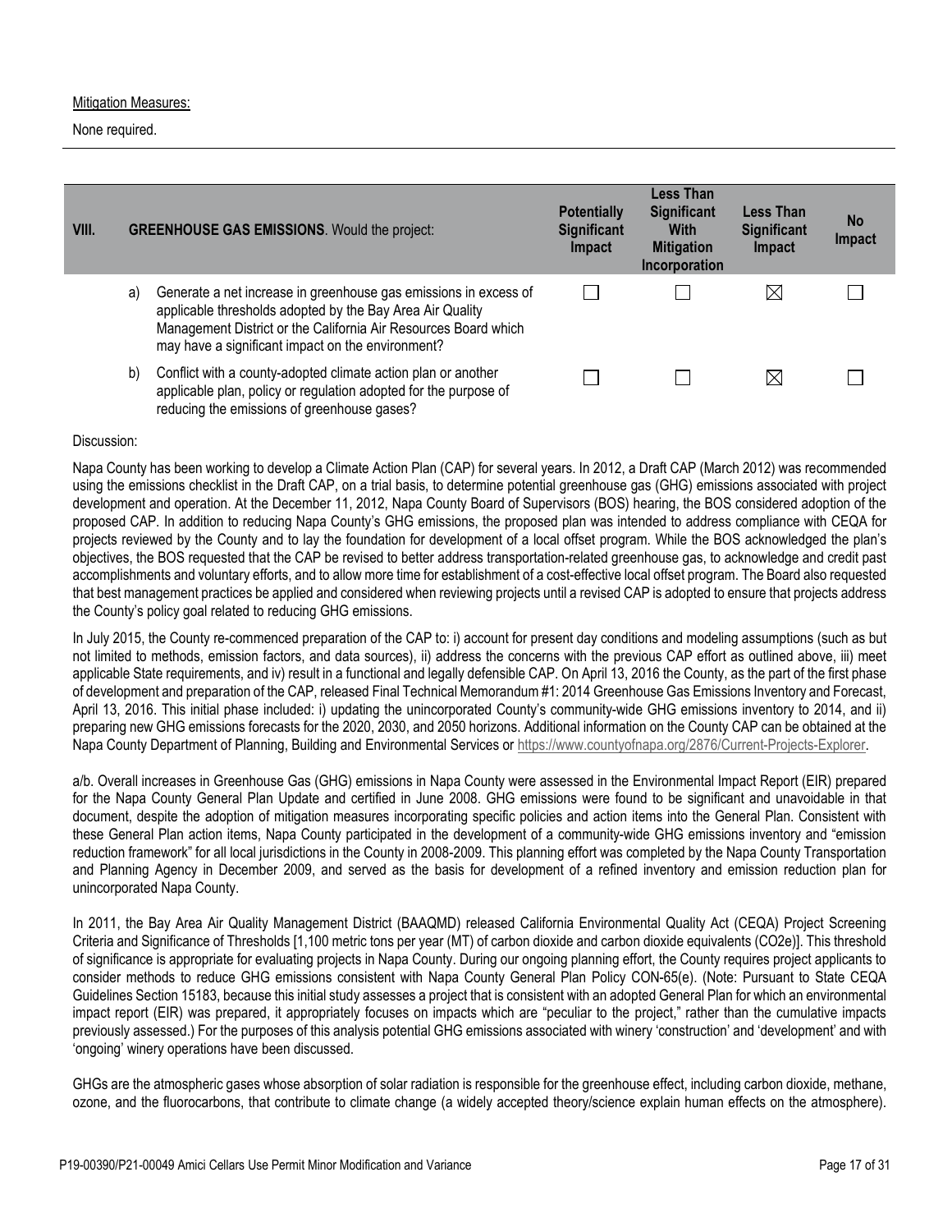Mitigation Measures:

None required.

| VIII. | GREENHOUSE GAS EMISSIONS. Would the project: | Potentially Significant Impact | Less Than Significant With Mitigation Incorporation | Less Than Significant Impact | No Impact |
|---|---|---|---|---|---|
| a) | Generate a net increase in greenhouse gas emissions in excess of applicable thresholds adopted by the Bay Area Air Quality Management District or the California Air Resources Board which may have a significant impact on the environment? | ☐ | ☐ | ☒ | ☐ |
| b) | Conflict with a county-adopted climate action plan or another applicable plan, policy or regulation adopted for the purpose of reducing the emissions of greenhouse gases? | ☐ | ☐ | ☒ | ☐ |

Discussion:

Napa County has been working to develop a Climate Action Plan (CAP) for several years. In 2012, a Draft CAP (March 2012) was recommended using the emissions checklist in the Draft CAP, on a trial basis, to determine potential greenhouse gas (GHG) emissions associated with project development and operation. At the December 11, 2012, Napa County Board of Supervisors (BOS) hearing, the BOS considered adoption of the proposed CAP. In addition to reducing Napa County's GHG emissions, the proposed plan was intended to address compliance with CEQA for projects reviewed by the County and to lay the foundation for development of a local offset program. While the BOS acknowledged the plan's objectives, the BOS requested that the CAP be revised to better address transportation-related greenhouse gas, to acknowledge and credit past accomplishments and voluntary efforts, and to allow more time for establishment of a cost-effective local offset program. The Board also requested that best management practices be applied and considered when reviewing projects until a revised CAP is adopted to ensure that projects address the County's policy goal related to reducing GHG emissions.

In July 2015, the County re-commenced preparation of the CAP to: i) account for present day conditions and modeling assumptions (such as but not limited to methods, emission factors, and data sources), ii) address the concerns with the previous CAP effort as outlined above, iii) meet applicable State requirements, and iv) result in a functional and legally defensible CAP. On April 13, 2016 the County, as the part of the first phase of development and preparation of the CAP, released Final Technical Memorandum #1: 2014 Greenhouse Gas Emissions Inventory and Forecast, April 13, 2016. This initial phase included: i) updating the unincorporated County's community-wide GHG emissions inventory to 2014, and ii) preparing new GHG emissions forecasts for the 2020, 2030, and 2050 horizons. Additional information on the County CAP can be obtained at the Napa County Department of Planning, Building and Environmental Services or https://www.countyofnapa.org/2876/Current-Projects-Explorer.

a/b. Overall increases in Greenhouse Gas (GHG) emissions in Napa County were assessed in the Environmental Impact Report (EIR) prepared for the Napa County General Plan Update and certified in June 2008. GHG emissions were found to be significant and unavoidable in that document, despite the adoption of mitigation measures incorporating specific policies and action items into the General Plan. Consistent with these General Plan action items, Napa County participated in the development of a community-wide GHG emissions inventory and "emission reduction framework" for all local jurisdictions in the County in 2008-2009. This planning effort was completed by the Napa County Transportation and Planning Agency in December 2009, and served as the basis for development of a refined inventory and emission reduction plan for unincorporated Napa County.

In 2011, the Bay Area Air Quality Management District (BAAQMD) released California Environmental Quality Act (CEQA) Project Screening Criteria and Significance of Thresholds [1,100 metric tons per year (MT) of carbon dioxide and carbon dioxide equivalents ($CO_2e$)]. This threshold of significance is appropriate for evaluating projects in Napa County. During our ongoing planning effort, the County requires project applicants to consider methods to reduce GHG emissions consistent with Napa County General Plan Policy CON-65(e). (Note: Pursuant to State CEQA Guidelines Section 15183, because this initial study assesses a project that is consistent with an adopted General Plan for which an environmental impact report (EIR) was prepared, it appropriately focuses on impacts which are "peculiar to the project," rather than the cumulative impacts previously assessed.) For the purposes of this analysis potential GHG emissions associated with winery 'construction' and 'development' and with 'ongoing' winery operations have been discussed.

GHGs are the atmospheric gases whose absorption of solar radiation is responsible for the greenhouse effect, including carbon dioxide, methane, ozone, and the fluorocarbons, that contribute to climate change (a widely accepted theory/science explain human effects on the atmosphere).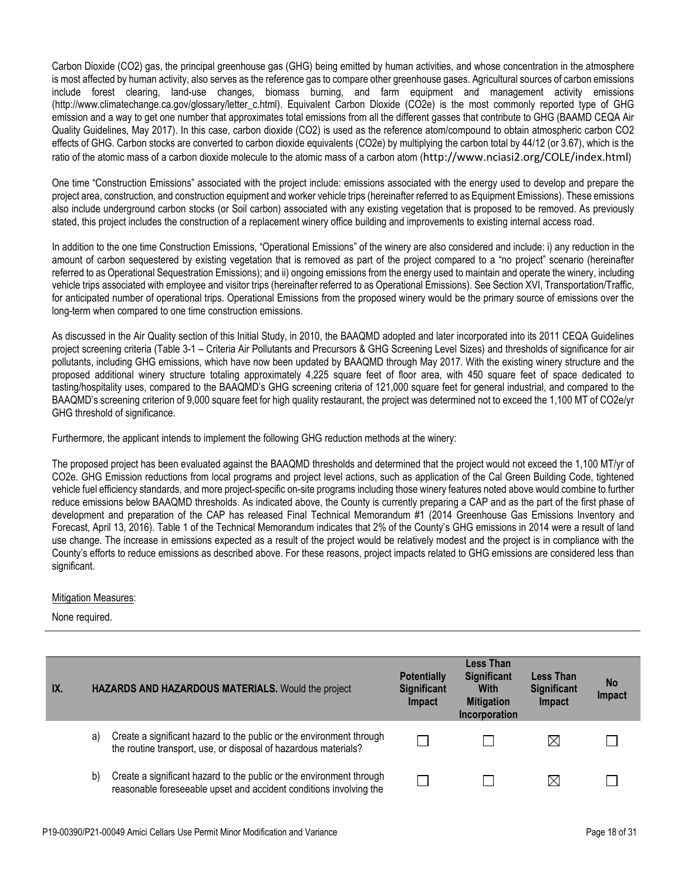Carbon Dioxide ($CO_2$) gas, the principal greenhouse gas (GHG) being emitted by human activities, and whose concentration in the atmosphere is most affected by human activity, also serves as the reference gas to compare other greenhouse gases. Agricultural sources of carbon emissions include forest clearing, land-use changes, biomass burning, and farm equipment and management activity emissions (http://www.climatechange.ca.gov/glossary/letter_c.html). Equivalent Carbon Dioxide ($CO_2e$) is the most commonly reported type of GHG emission and a way to get one number that approximates total emissions from all the different gasses that contribute to GHG (BAAMD CEQA Air Quality Guidelines, May 2017). In this case, carbon dioxide ($CO_2$) is used as the reference atom/compound to obtain atmospheric carbon $CO_2$ effects of GHG. Carbon stocks are converted to carbon dioxide equivalents ($CO_2e$) by multiplying the carbon total by 44/12 (or 3.67), which is the ratio of the atomic mass of a carbon dioxide molecule to the atomic mass of a carbon atom (http://www.nciasi2.org/COLE/index.html)

One time "Construction Emissions" associated with the project include: emissions associated with the energy used to develop and prepare the project area, construction, and construction equipment and worker vehicle trips (hereinafter referred to as Equipment Emissions). These emissions also include underground carbon stocks (or Soil carbon) associated with any existing vegetation that is proposed to be removed. As previously stated, this project includes the construction of a replacement winery office building and improvements to existing internal access road.

In addition to the one time Construction Emissions, "Operational Emissions" of the winery are also considered and include: i) any reduction in the amount of carbon sequestered by existing vegetation that is removed as part of the project compared to a "no project" scenario (hereinafter referred to as Operational Sequestration Emissions); and ii) ongoing emissions from the energy used to maintain and operate the winery, including vehicle trips associated with employee and visitor trips (hereinafter referred to as Operational Emissions). See Section XVI, Transportation/Traffic, for anticipated number of operational trips. Operational Emissions from the proposed winery would be the primary source of emissions over the long-term when compared to one time construction emissions.

As discussed in the Air Quality section of this Initial Study, in 2010, the BAAQMD adopted and later incorporated into its 2011 CEQA Guidelines project screening criteria (Table 3-1 – Criteria Air Pollutants and Precursors & GHG Screening Level Sizes) and thresholds of significance for air pollutants, including GHG emissions, which have now been updated by BAAQMD through May 2017. With the existing winery structure and the proposed additional winery structure totaling approximately 4,225 square feet of floor area, with 450 square feet of space dedicated to tasting/hospitality uses, compared to the BAAQMD's GHG screening criteria of 121,000 square feet for general industrial, and compared to the BAAQMD's screening criterion of 9,000 square feet for high quality restaurant, the project was determined not to exceed the 1,100 MT of $CO_2e$/yr GHG threshold of significance.

Furthermore, the applicant intends to implement the following GHG reduction methods at the winery:

The proposed project has been evaluated against the BAAQMD thresholds and determined that the project would not exceed the 1,100 MT/yr of $CO_2e$. GHG Emission reductions from local programs and project level actions, such as application of the Cal Green Building Code, tightened vehicle fuel efficiency standards, and more project-specific on-site programs including those winery features noted above would combine to further reduce emissions below BAAQMD thresholds. As indicated above, the County is currently preparing a CAP and as the part of the first phase of development and preparation of the CAP has released Final Technical Memorandum #1 (2014 Greenhouse Gas Emissions Inventory and Forecast, April 13, 2016). Table 1 of the Technical Memorandum indicates that 2% of the County's GHG emissions in 2014 were a result of land use change. The increase in emissions expected as a result of the project would be relatively modest and the project is in compliance with the County's efforts to reduce emissions as described above. For these reasons, project impacts related to GHG emissions are considered less than significant.

Mitigation Measures:

None required.

| IX. | HAZARDS AND HAZARDOUS MATERIALS. Would the project | Potentially Significant Impact | Less Than Significant With Mitigation Incorporation | Less Than Significant Impact | No Impact |
|---|---|---|---|---|---|
| a) | Create a significant hazard to the public or the environment through the routine transport, use, or disposal of hazardous materials? | ☐ | ☐ | ☒ | ☐ |
| b) | Create a significant hazard to the public or the environment through reasonable foreseeable upset and accident conditions involving the | ☐ | ☐ | ☒ | ☐ |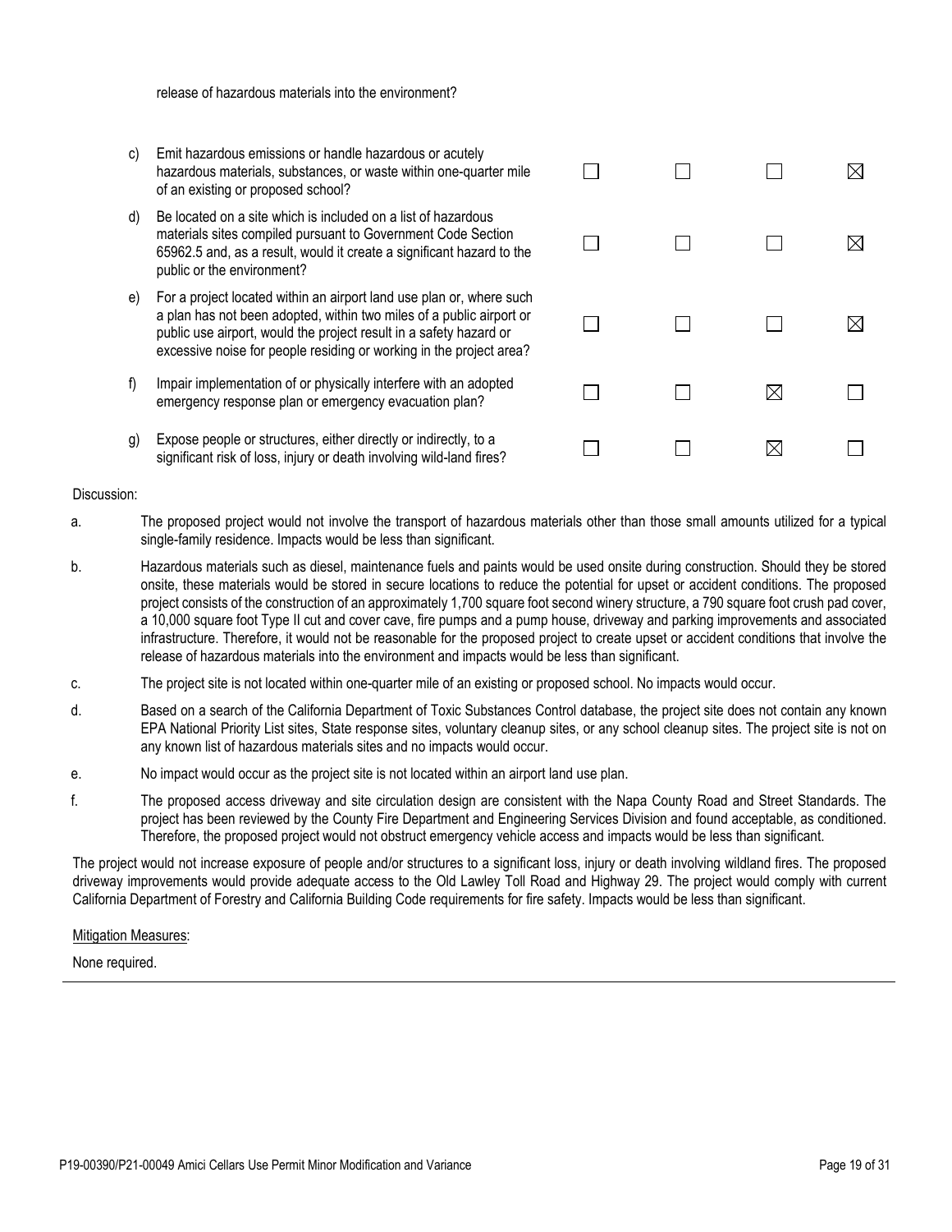release of hazardous materials into the environment?

| | | | | | |
|---|---|---|---|---|---|
| c) | Emit hazardous emissions or handle hazardous or acutely hazardous materials, substances, or waste within one-quarter mile of an existing or proposed school? | ☐ | ☐ | ☐ | ☒ |
| d) | Be located on a site which is included on a list of hazardous materials sites compiled pursuant to Government Code Section 65962.5 and, as a result, would it create a significant hazard to the public or the environment? | ☐ | ☐ | ☐ | ☒ |
| e) | For a project located within an airport land use plan or, where such a plan has not been adopted, within two miles of a public airport or public use airport, would the project result in a safety hazard or excessive noise for people residing or working in the project area? | ☐ | ☐ | ☐ | ☒ |
| f) | Impair implementation of or physically interfere with an adopted emergency response plan or emergency evacuation plan? | ☐ | ☐ | ☒ | ☐ |
| g) | Expose people or structures, either directly or indirectly, to a significant risk of loss, injury or death involving wild-land fires? | ☐ | ☐ | ☒ | ☐ |

Discussion:

a. The proposed project would not involve the transport of hazardous materials other than those small amounts utilized for a typical single-family residence. Impacts would be less than significant.

b. Hazardous materials such as diesel, maintenance fuels and paints would be used onsite during construction. Should they be stored onsite, these materials would be stored in secure locations to reduce the potential for upset or accident conditions. The proposed project consists of the construction of an approximately 1,700 square foot second winery structure, a 790 square foot crush pad cover, a 10,000 square foot Type II cut and cover cave, fire pumps and a pump house, driveway and parking improvements and associated infrastructure. Therefore, it would not be reasonable for the proposed project to create upset or accident conditions that involve the release of hazardous materials into the environment and impacts would be less than significant.

c. The project site is not located within one-quarter mile of an existing or proposed school. No impacts would occur.

d. Based on a search of the California Department of Toxic Substances Control database, the project site does not contain any known EPA National Priority List sites, State response sites, voluntary cleanup sites, or any school cleanup sites. The project site is not on any known list of hazardous materials sites and no impacts would occur.

e. No impact would occur as the project site is not located within an airport land use plan.

f. The proposed access driveway and site circulation design are consistent with the Napa County Road and Street Standards. The project has been reviewed by the County Fire Department and Engineering Services Division and found acceptable, as conditioned. Therefore, the proposed project would not obstruct emergency vehicle access and impacts would be less than significant.

The project would not increase exposure of people and/or structures to a significant loss, injury or death involving wildland fires. The proposed driveway improvements would provide adequate access to the Old Lawley Toll Road and Highway 29. The project would comply with current California Department of Forestry and California Building Code requirements for fire safety. Impacts would be less than significant.

<u>Mitigation Measures</u>:

None required.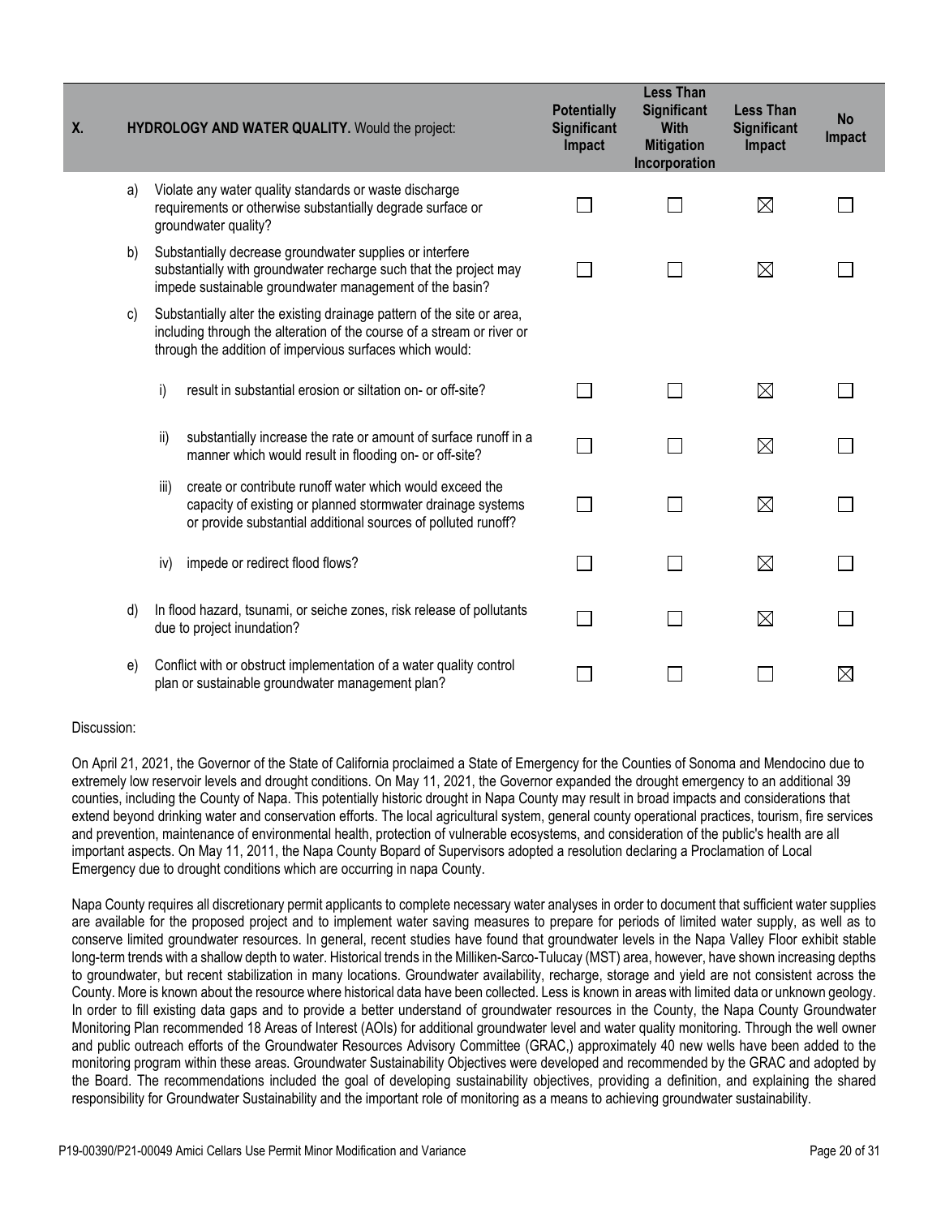| X. | HYDROLOGY AND WATER QUALITY. Would the project: | Potentially Significant Impact | Less Than Significant With Mitigation Incorporation | Less Than Significant Impact | No Impact |
|---|---|---|---|---|---|
| a) | Violate any water quality standards or waste discharge requirements or otherwise substantially degrade surface or groundwater quality? | ☐ | ☐ | ☒ | ☐ |
| b) | Substantially decrease groundwater supplies or interfere substantially with groundwater recharge such that the project may impede sustainable groundwater management of the basin? | ☐ | ☐ | ☒ | ☐ |
| c) | Substantially alter the existing drainage pattern of the site or area, including through the alteration of the course of a stream or river or through the addition of impervious surfaces which would: | | | | |
| | i) result in substantial erosion or siltation on- or off-site? | ☐ | ☐ | ☒ | ☐ |
| | ii) substantially increase the rate or amount of surface runoff in a manner which would result in flooding on- or off-site? | ☐ | ☐ | ☒ | ☐ |
| | iii) create or contribute runoff water which would exceed the capacity of existing or planned stormwater drainage systems or provide substantial additional sources of polluted runoff? | ☐ | ☐ | ☒ | ☐ |
| | iv) impede or redirect flood flows? | ☐ | ☐ | ☒ | ☐ |
| d) | In flood hazard, tsunami, or seiche zones, risk release of pollutants due to project inundation? | ☐ | ☐ | ☒ | ☐ |
| e) | Conflict with or obstruct implementation of a water quality control plan or sustainable groundwater management plan? | ☐ | ☐ | ☐ | ☒ |

Discussion:

On April 21, 2021, the Governor of the State of California proclaimed a State of Emergency for the Counties of Sonoma and Mendocino due to extremely low reservoir levels and drought conditions. On May 11, 2021, the Governor expanded the drought emergency to an additional 39 counties, including the County of Napa. This potentially historic drought in Napa County may result in broad impacts and considerations that extend beyond drinking water and conservation efforts. The local agricultural system, general county operational practices, tourism, fire services and prevention, maintenance of environmental health, protection of vulnerable ecosystems, and consideration of the public's health are all important aspects. On May 11, 2011, the Napa County Bopard of Supervisors adopted a resolution declaring a Proclamation of Local Emergency due to drought conditions which are occurring in napa County.

Napa County requires all discretionary permit applicants to complete necessary water analyses in order to document that sufficient water supplies are available for the proposed project and to implement water saving measures to prepare for periods of limited water supply, as well as to conserve limited groundwater resources. In general, recent studies have found that groundwater levels in the Napa Valley Floor exhibit stable long-term trends with a shallow depth to water. Historical trends in the Milliken-Sarco-Tulucay (MST) area, however, have shown increasing depths to groundwater, but recent stabilization in many locations. Groundwater availability, recharge, storage and yield are not consistent across the County. More is known about the resource where historical data have been collected. Less is known in areas with limited data or unknown geology. In order to fill existing data gaps and to provide a better understand of groundwater resources in the County, the Napa County Groundwater Monitoring Plan recommended 18 Areas of Interest (AOIs) for additional groundwater level and water quality monitoring. Through the well owner and public outreach efforts of the Groundwater Resources Advisory Committee (GRAC,) approximately 40 new wells have been added to the monitoring program within these areas. Groundwater Sustainability Objectives were developed and recommended by the GRAC and adopted by the Board. The recommendations included the goal of developing sustainability objectives, providing a definition, and explaining the shared responsibility for Groundwater Sustainability and the important role of monitoring as a means to achieving groundwater sustainability.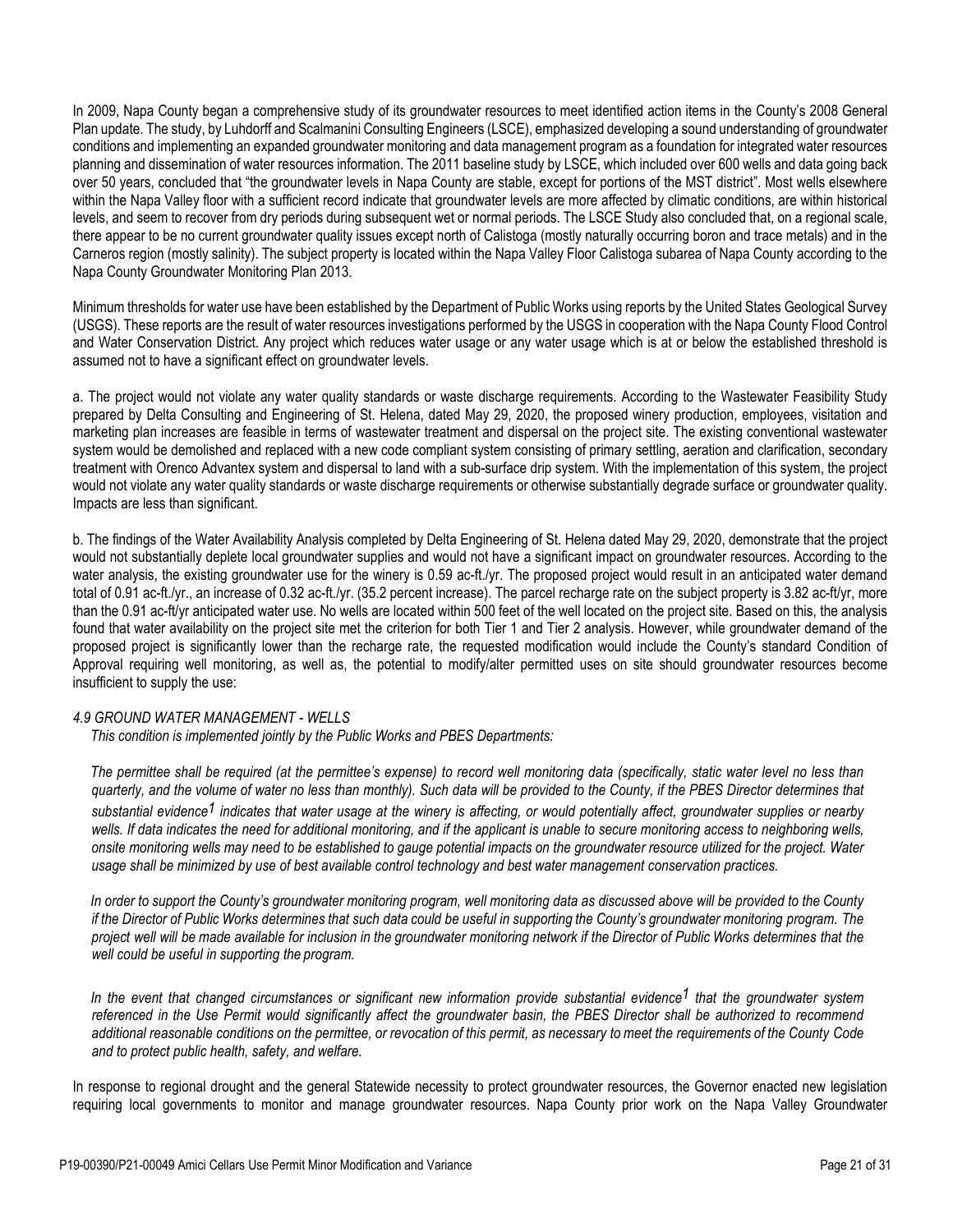In 2009, Napa County began a comprehensive study of its groundwater resources to meet identified action items in the County's 2008 General Plan update. The study, by Luhdorff and Scalmanini Consulting Engineers (LSCE), emphasized developing a sound understanding of groundwater conditions and implementing an expanded groundwater monitoring and data management program as a foundation for integrated water resources planning and dissemination of water resources information. The 2011 baseline study by LSCE, which included over 600 wells and data going back over 50 years, concluded that "the groundwater levels in Napa County are stable, except for portions of the MST district". Most wells elsewhere within the Napa Valley floor with a sufficient record indicate that groundwater levels are more affected by climatic conditions, are within historical levels, and seem to recover from dry periods during subsequent wet or normal periods. The LSCE Study also concluded that, on a regional scale, there appear to be no current groundwater quality issues except north of Calistoga (mostly naturally occurring boron and trace metals) and in the Carneros region (mostly salinity). The subject property is located within the Napa Valley Floor Calistoga subarea of Napa County according to the Napa County Groundwater Monitoring Plan 2013.

Minimum thresholds for water use have been established by the Department of Public Works using reports by the United States Geological Survey (USGS). These reports are the result of water resources investigations performed by the USGS in cooperation with the Napa County Flood Control and Water Conservation District. Any project which reduces water usage or any water usage which is at or below the established threshold is assumed not to have a significant effect on groundwater levels.

a. The project would not violate any water quality standards or waste discharge requirements. According to the Wastewater Feasibility Study prepared by Delta Consulting and Engineering of St. Helena, dated May 29, 2020, the proposed winery production, employees, visitation and marketing plan increases are feasible in terms of wastewater treatment and dispersal on the project site. The existing conventional wastewater system would be demolished and replaced with a new code compliant system consisting of primary settling, aeration and clarification, secondary treatment with Orenco Advantex system and dispersal to land with a sub-surface drip system. With the implementation of this system, the project would not violate any water quality standards or waste discharge requirements or otherwise substantially degrade surface or groundwater quality. Impacts are less than significant.

b. The findings of the Water Availability Analysis completed by Delta Engineering of St. Helena dated May 29, 2020, demonstrate that the project would not substantially deplete local groundwater supplies and would not have a significant impact on groundwater resources. According to the water analysis, the existing groundwater use for the winery is 0.59 ac-ft./yr. The proposed project would result in an anticipated water demand total of 0.91 ac-ft./yr., an increase of 0.32 ac-ft./yr. (35.2 percent increase). The parcel recharge rate on the subject property is 3.82 ac-ft/yr, more than the 0.91 ac-ft/yr anticipated water use. No wells are located within 500 feet of the well located on the project site. Based on this, the analysis found that water availability on the project site met the criterion for both Tier 1 and Tier 2 analysis. However, while groundwater demand of the proposed project is significantly lower than the recharge rate, the requested modification would include the County's standard Condition of Approval requiring well monitoring, as well as, the potential to modify/alter permitted uses on site should groundwater resources become insufficient to supply the use:

*4.9 GROUND WATER MANAGEMENT - WELLS*

*This condition is implemented jointly by the Public Works and PBES Departments:*

*The permittee shall be required (at the permittee's expense) to record well monitoring data (specifically, static water level no less than quarterly, and the volume of water no less than monthly). Such data will be provided to the County, if the PBES Director determines that substantial evidence[1] indicates that water usage at the winery is affecting, or would potentially affect, groundwater supplies or nearby wells. If data indicates the need for additional monitoring, and if the applicant is unable to secure monitoring access to neighboring wells, onsite monitoring wells may need to be established to gauge potential impacts on the groundwater resource utilized for the project. Water usage shall be minimized by use of best available control technology and best water management conservation practices.*

*In order to support the County's groundwater monitoring program, well monitoring data as discussed above will be provided to the County if the Director of Public Works determines that such data could be useful in supporting the County's groundwater monitoring program. The project well will be made available for inclusion in the groundwater monitoring network if the Director of Public Works determines that the well could be useful in supporting the program.*

*In the event that changed circumstances or significant new information provide substantial evidence[1] that the groundwater system referenced in the Use Permit would significantly affect the groundwater basin, the PBES Director shall be authorized to recommend additional reasonable conditions on the permittee, or revocation of this permit, as necessary to meet the requirements of the County Code and to protect public health, safety, and welfare.*

In response to regional drought and the general Statewide necessity to protect groundwater resources, the Governor enacted new legislation requiring local governments to monitor and manage groundwater resources. Napa County prior work on the Napa Valley Groundwater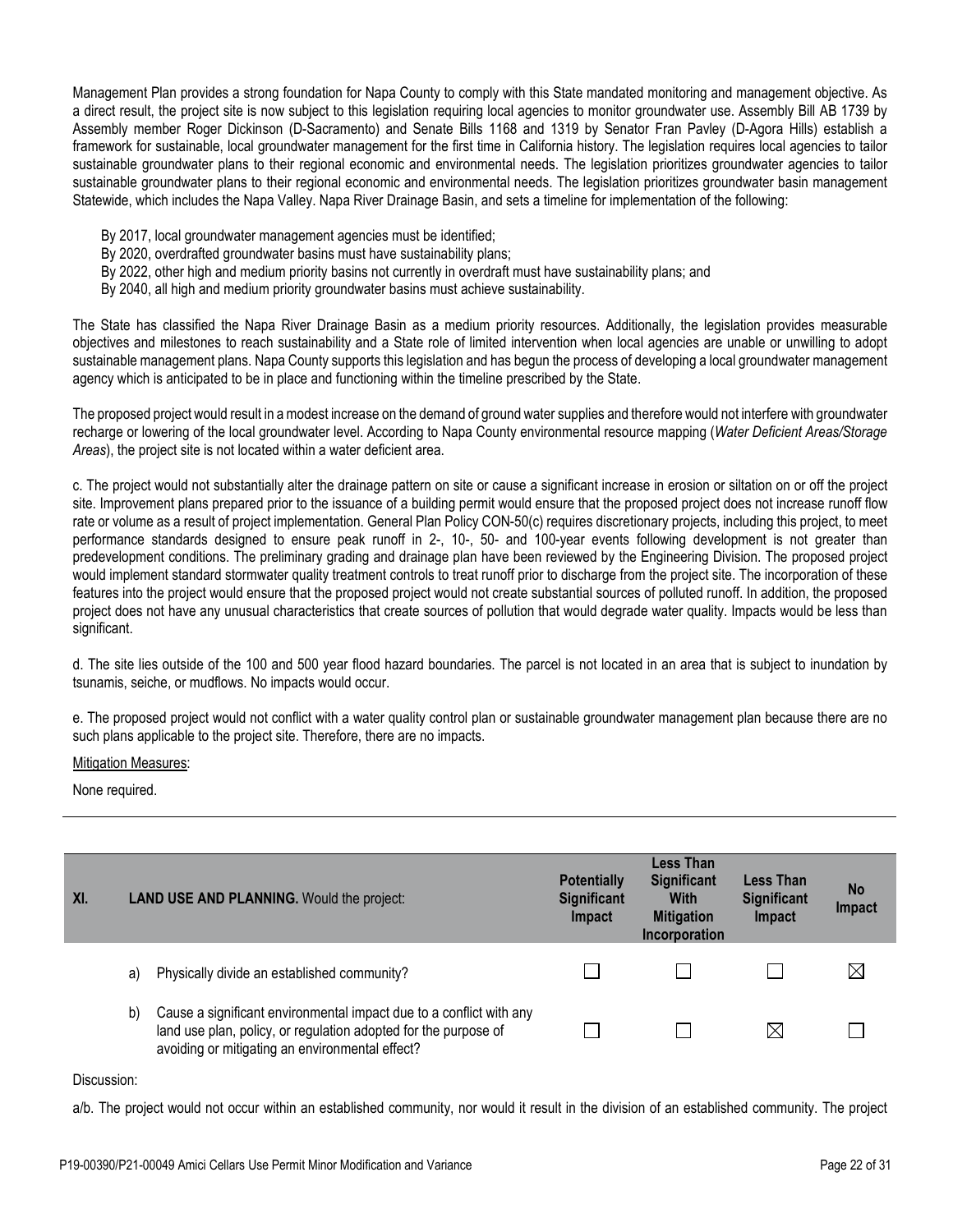Management Plan provides a strong foundation for Napa County to comply with this State mandated monitoring and management objective. As a direct result, the project site is now subject to this legislation requiring local agencies to monitor groundwater use. Assembly Bill AB 1739 by Assembly member Roger Dickinson (D-Sacramento) and Senate Bills 1168 and 1319 by Senator Fran Pavley (D-Agora Hills) establish a framework for sustainable, local groundwater management for the first time in California history. The legislation requires local agencies to tailor sustainable groundwater plans to their regional economic and environmental needs. The legislation prioritizes groundwater agencies to tailor sustainable groundwater plans to their regional economic and environmental needs. The legislation prioritizes groundwater basin management Statewide, which includes the Napa Valley. Napa River Drainage Basin, and sets a timeline for implementation of the following:

- By 2017, local groundwater management agencies must be identified;
- By 2020, overdrafted groundwater basins must have sustainability plans;
- By 2022, other high and medium priority basins not currently in overdraft must have sustainability plans; and
- By 2040, all high and medium priority groundwater basins must achieve sustainability.

The State has classified the Napa River Drainage Basin as a medium priority resources. Additionally, the legislation provides measurable objectives and milestones to reach sustainability and a State role of limited intervention when local agencies are unable or unwilling to adopt sustainable management plans. Napa County supports this legislation and has begun the process of developing a local groundwater management agency which is anticipated to be in place and functioning within the timeline prescribed by the State.

The proposed project would result in a modest increase on the demand of ground water supplies and therefore would not interfere with groundwater recharge or lowering of the local groundwater level. According to Napa County environmental resource mapping (*Water Deficient Areas/Storage Areas*), the project site is not located within a water deficient area.

c. The project would not substantially alter the drainage pattern on site or cause a significant increase in erosion or siltation on or off the project site. Improvement plans prepared prior to the issuance of a building permit would ensure that the proposed project does not increase runoff flow rate or volume as a result of project implementation. General Plan Policy CON-50(c) requires discretionary projects, including this project, to meet performance standards designed to ensure peak runoff in 2-, 10-, 50- and 100-year events following development is not greater than predevelopment conditions. The preliminary grading and drainage plan have been reviewed by the Engineering Division. The proposed project would implement standard stormwater quality treatment controls to treat runoff prior to discharge from the project site. The incorporation of these features into the project would ensure that the proposed project would not create substantial sources of polluted runoff. In addition, the proposed project does not have any unusual characteristics that create sources of pollution that would degrade water quality. Impacts would be less than significant.

d. The site lies outside of the 100 and 500 year flood hazard boundaries. The parcel is not located in an area that is subject to inundation by tsunamis, seiche, or mudflows. No impacts would occur.

e. The proposed project would not conflict with a water quality control plan or sustainable groundwater management plan because there are no such plans applicable to the project site. Therefore, there are no impacts.

Mitigation Measures:

None required.

---

| XI. | LAND USE AND PLANNING. Would the project: | Potentially Significant Impact | Less Than Significant With Mitigation Incorporation | Less Than Significant Impact | No Impact |
|---|---|---|---|---|---|
| a) | Physically divide an established community? | ☐ | ☐ | ☐ | ☒ |
| b) | Cause a significant environmental impact due to a conflict with any land use plan, policy, or regulation adopted for the purpose of avoiding or mitigating an environmental effect? | ☐ | ☐ | ☒ | ☐ |

Discussion:

a/b. The project would not occur within an established community, nor would it result in the division of an established community. The project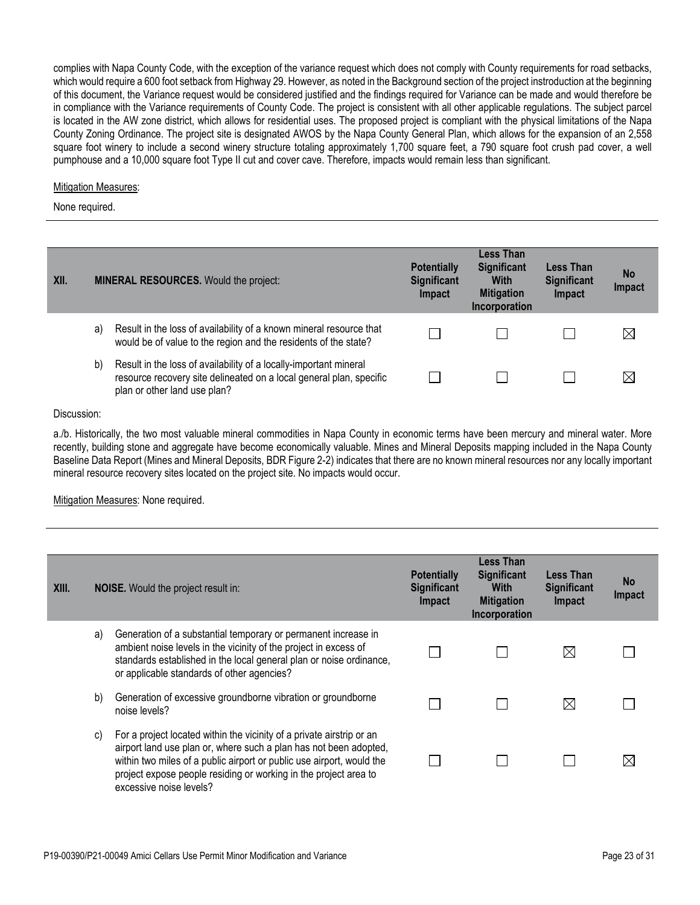complies with Napa County Code, with the exception of the variance request which does not comply with County requirements for road setbacks, which would require a 600 foot setback from Highway 29. However, as noted in the Background section of the project instroduction at the beginning of this document, the Variance request would be considered justified and the findings required for Variance can be made and would therefore be in compliance with the Variance requirements of County Code. The project is consistent with all other applicable regulations. The subject parcel is located in the AW zone district, which allows for residential uses. The proposed project is compliant with the physical limitations of the Napa County Zoning Ordinance. The project site is designated AWOS by the Napa County General Plan, which allows for the expansion of an 2,558 square foot winery to include a second winery structure totaling approximately 1,700 square feet, a 790 square foot crush pad cover, a well pumphouse and a 10,000 square foot Type II cut and cover cave. Therefore, impacts would remain less than significant.

Mitigation Measures:

None required.

---

| XII. | | **MINERAL RESOURCES.** Would the project: | **Potentially Significant Impact** | **Less Than Significant With Mitigation Incorporation** | **Less Than Significant Impact** | **No Impact** |
|---|---|---|---|---|---|---|
| | a) | Result in the loss of availability of a known mineral resource that would be of value to the region and the residents of the state? | ☐ | ☐ | ☐ | ☒ |
| | b) | Result in the loss of availability of a locally-important mineral resource recovery site delineated on a local general plan, specific plan or other land use plan? | ☐ | ☐ | ☐ | ☒ |

Discussion:

a./b. Historically, the two most valuable mineral commodities in Napa County in economic terms have been mercury and mineral water. More recently, building stone and aggregate have become economically valuable. Mines and Mineral Deposits mapping included in the Napa County Baseline Data Report (Mines and Mineral Deposits, BDR Figure 2-2) indicates that there are no known mineral resources nor any locally important mineral resource recovery sites located on the project site. No impacts would occur.

Mitigation Measures: None required.

---

| XIII. | | **NOISE.** Would the project result in: | **Potentially Significant Impact** | **Less Than Significant With Mitigation Incorporation** | **Less Than Significant Impact** | **No Impact** |
|---|---|---|---|---|---|---|
| | a) | Generation of a substantial temporary or permanent increase in ambient noise levels in the vicinity of the project in excess of standards established in the local general plan or noise ordinance, or applicable standards of other agencies? | ☐ | ☐ | ☒ | ☐ |
| | b) | Generation of excessive groundborne vibration or groundborne noise levels? | ☐ | ☐ | ☒ | ☐ |
| | c) | For a project located within the vicinity of a private airstrip or an airport land use plan or, where such a plan has not been adopted, within two miles of a public airport or public use airport, would the project expose people residing or working in the project area to excessive noise levels? | ☐ | ☐ | ☐ | ☒ |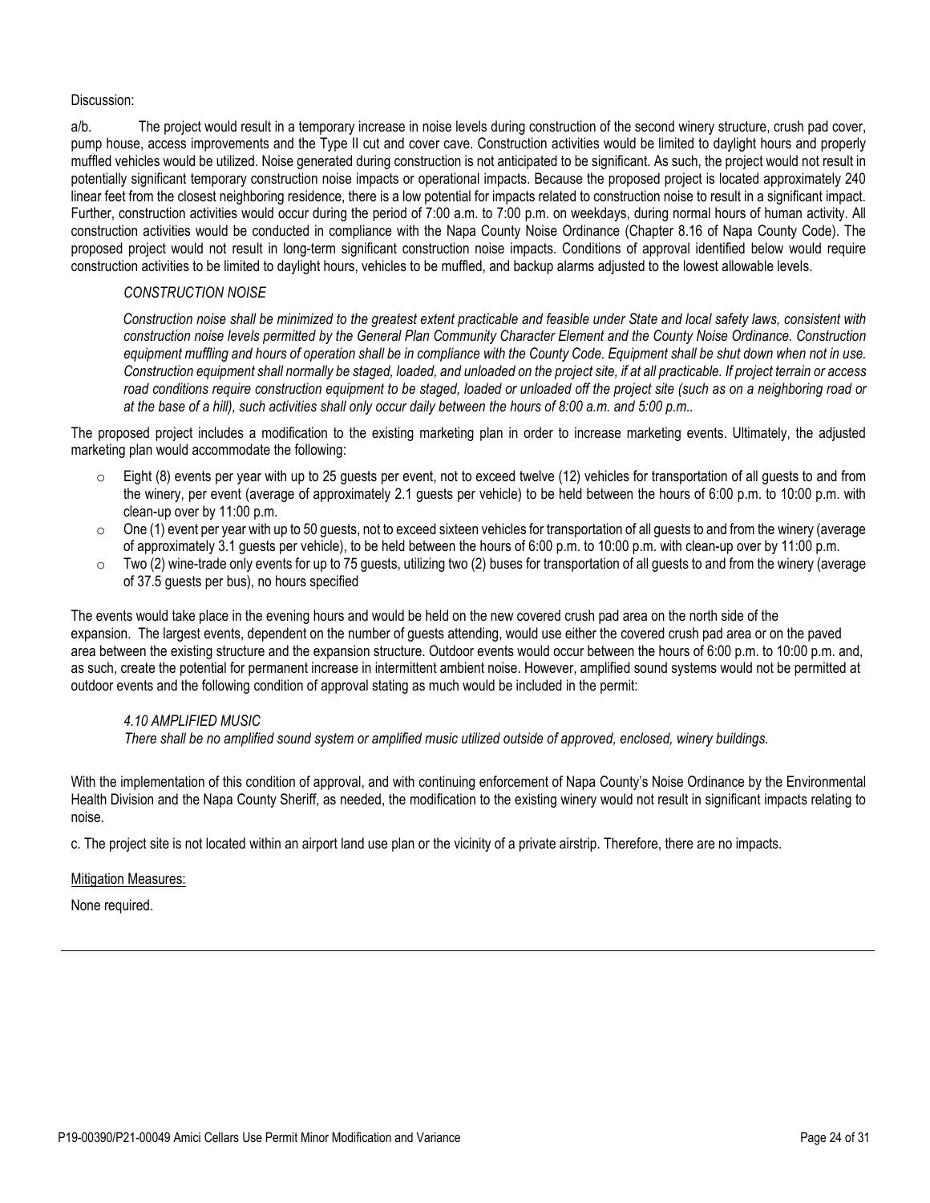Discussion:

a/b. The project would result in a temporary increase in noise levels during construction of the second winery structure, crush pad cover, pump house, access improvements and the Type II cut and cover cave. Construction activities would be limited to daylight hours and properly muffled vehicles would be utilized. Noise generated during construction is not anticipated to be significant. As such, the project would not result in potentially significant temporary construction noise impacts or operational impacts. Because the proposed project is located approximately 240 linear feet from the closest neighboring residence, there is a low potential for impacts related to construction noise to result in a significant impact. Further, construction activities would occur during the period of 7:00 a.m. to 7:00 p.m. on weekdays, during normal hours of human activity. All construction activities would be conducted in compliance with the Napa County Noise Ordinance (Chapter 8.16 of Napa County Code). The proposed project would not result in long-term significant construction noise impacts. Conditions of approval identified below would require construction activities to be limited to daylight hours, vehicles to be muffled, and backup alarms adjusted to the lowest allowable levels.

> *CONSTRUCTION NOISE*
>
> *Construction noise shall be minimized to the greatest extent practicable and feasible under State and local safety laws, consistent with construction noise levels permitted by the General Plan Community Character Element and the County Noise Ordinance. Construction equipment muffling and hours of operation shall be in compliance with the County Code. Equipment shall be shut down when not in use. Construction equipment shall normally be staged, loaded, and unloaded on the project site, if at all practicable. If project terrain or access road conditions require construction equipment to be staged, loaded or unloaded off the project site (such as on a neighboring road or at the base of a hill), such activities shall only occur daily between the hours of 8:00 a.m. and 5:00 p.m..*

The proposed project includes a modification to the existing marketing plan in order to increase marketing events. Ultimately, the adjusted marketing plan would accommodate the following:

- Eight (8) events per year with up to 25 guests per event, not to exceed twelve (12) vehicles for transportation of all guests to and from the winery, per event (average of approximately 2.1 guests per vehicle) to be held between the hours of 6:00 p.m. to 10:00 p.m. with clean-up over by 11:00 p.m.
- One (1) event per year with up to 50 guests, not to exceed sixteen vehicles for transportation of all guests to and from the winery (average of approximately 3.1 guests per vehicle), to be held between the hours of 6:00 p.m. to 10:00 p.m. with clean-up over by 11:00 p.m.
- Two (2) wine-trade only events for up to 75 guests, utilizing two (2) buses for transportation of all guests to and from the winery (average of 37.5 guests per bus), no hours specified

The events would take place in the evening hours and would be held on the new covered crush pad area on the north side of the expansion. The largest events, dependent on the number of guests attending, would use either the covered crush pad area or on the paved area between the existing structure and the expansion structure. Outdoor events would occur between the hours of 6:00 p.m. to 10:00 p.m. and, as such, create the potential for permanent increase in intermittent ambient noise. However, amplified sound systems would not be permitted at outdoor events and the following condition of approval stating as much would be included in the permit:

> *4.10 AMPLIFIED MUSIC*
> *There shall be no amplified sound system or amplified music utilized outside of approved, enclosed, winery buildings.*

With the implementation of this condition of approval, and with continuing enforcement of Napa County's Noise Ordinance by the Environmental Health Division and the Napa County Sheriff, as needed, the modification to the existing winery would not result in significant impacts relating to noise.

c. The project site is not located within an airport land use plan or the vicinity of a private airstrip. Therefore, there are no impacts.

Mitigation Measures:

None required.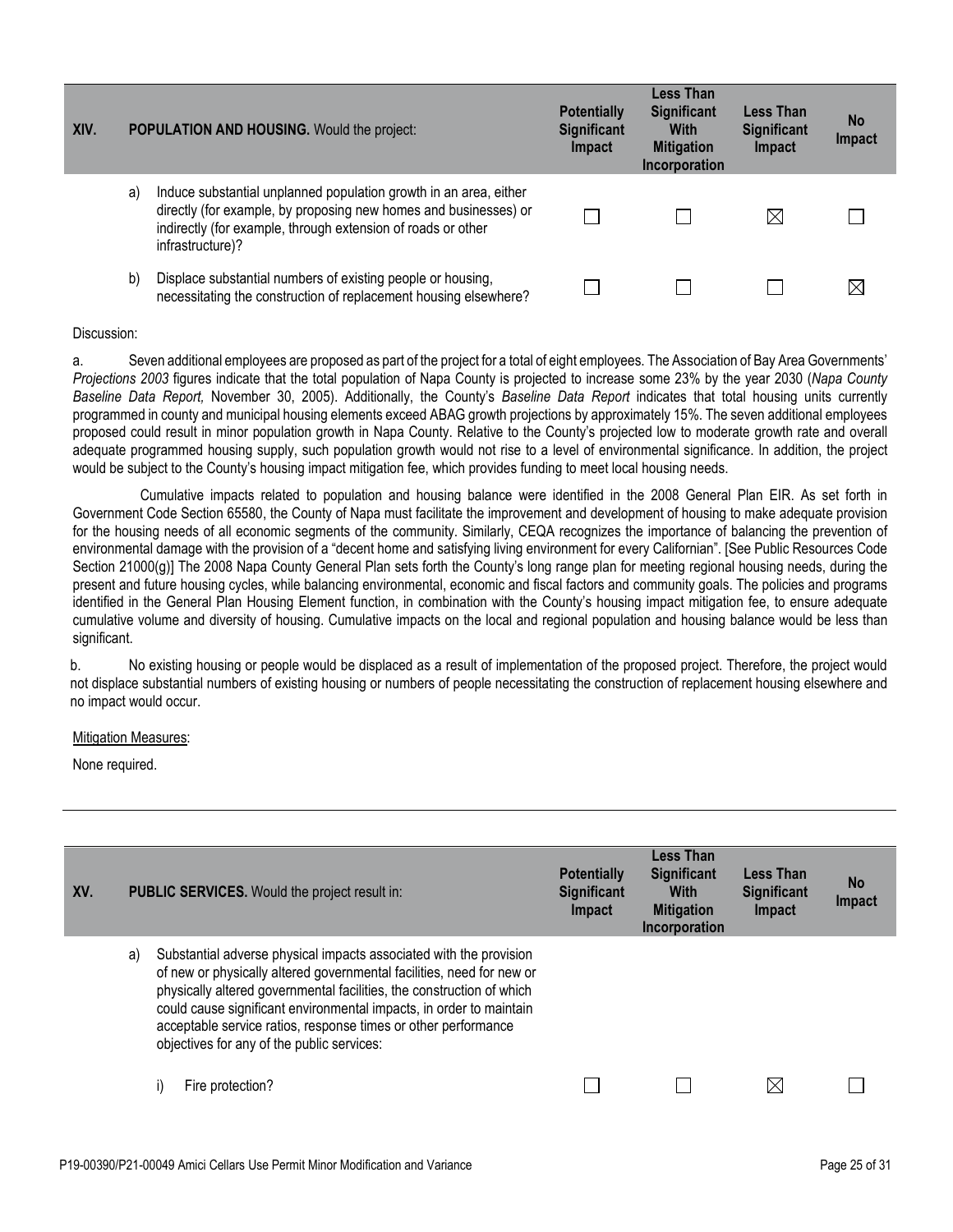| XIV. | POPULATION AND HOUSING. Would the project: | Potentially Significant Impact | Less Than Significant With Mitigation Incorporation | Less Than Significant Impact | No Impact |
|---|---|---|---|---|---|
| a) | Induce substantial unplanned population growth in an area, either directly (for example, by proposing new homes and businesses) or indirectly (for example, through extension of roads or other infrastructure)? | ☐ | ☐ | ☒ | ☐ |
| b) | Displace substantial numbers of existing people or housing, necessitating the construction of replacement housing elsewhere? | ☐ | ☐ | ☐ | ☒ |

Discussion:

a. Seven additional employees are proposed as part of the project for a total of eight employees. The Association of Bay Area Governments' *Projections 2003* figures indicate that the total population of Napa County is projected to increase some 23% by the year 2030 (*Napa County Baseline Data Report,* November 30, 2005). Additionally, the County's *Baseline Data Report* indicates that total housing units currently programmed in county and municipal housing elements exceed ABAG growth projections by approximately 15%. The seven additional employees proposed could result in minor population growth in Napa County. Relative to the County's projected low to moderate growth rate and overall adequate programmed housing supply, such population growth would not rise to a level of environmental significance. In addition, the project would be subject to the County's housing impact mitigation fee, which provides funding to meet local housing needs.

Cumulative impacts related to population and housing balance were identified in the 2008 General Plan EIR. As set forth in Government Code Section 65580, the County of Napa must facilitate the improvement and development of housing to make adequate provision for the housing needs of all economic segments of the community. Similarly, CEQA recognizes the importance of balancing the prevention of environmental damage with the provision of a "decent home and satisfying living environment for every Californian". [See Public Resources Code Section 21000(g)] The 2008 Napa County General Plan sets forth the County's long range plan for meeting regional housing needs, during the present and future housing cycles, while balancing environmental, economic and fiscal factors and community goals. The policies and programs identified in the General Plan Housing Element function, in combination with the County's housing impact mitigation fee, to ensure adequate cumulative volume and diversity of housing. Cumulative impacts on the local and regional population and housing balance would be less than significant.

b. No existing housing or people would be displaced as a result of implementation of the proposed project. Therefore, the project would not displace substantial numbers of existing housing or numbers of people necessitating the construction of replacement housing elsewhere and no impact would occur.

Mitigation Measures:

None required.

| XV. | PUBLIC SERVICES. Would the project result in: | Potentially Significant Impact | Less Than Significant With Mitigation Incorporation | Less Than Significant Impact | No Impact |
|---|---|---|---|---|---|
| a) | Substantial adverse physical impacts associated with the provision of new or physically altered governmental facilities, need for new or physically altered governmental facilities, the construction of which could cause significant environmental impacts, in order to maintain acceptable service ratios, response times or other performance objectives for any of the public services: | | | | |
| | i) Fire protection? | ☐ | ☐ | ☒ | ☐ |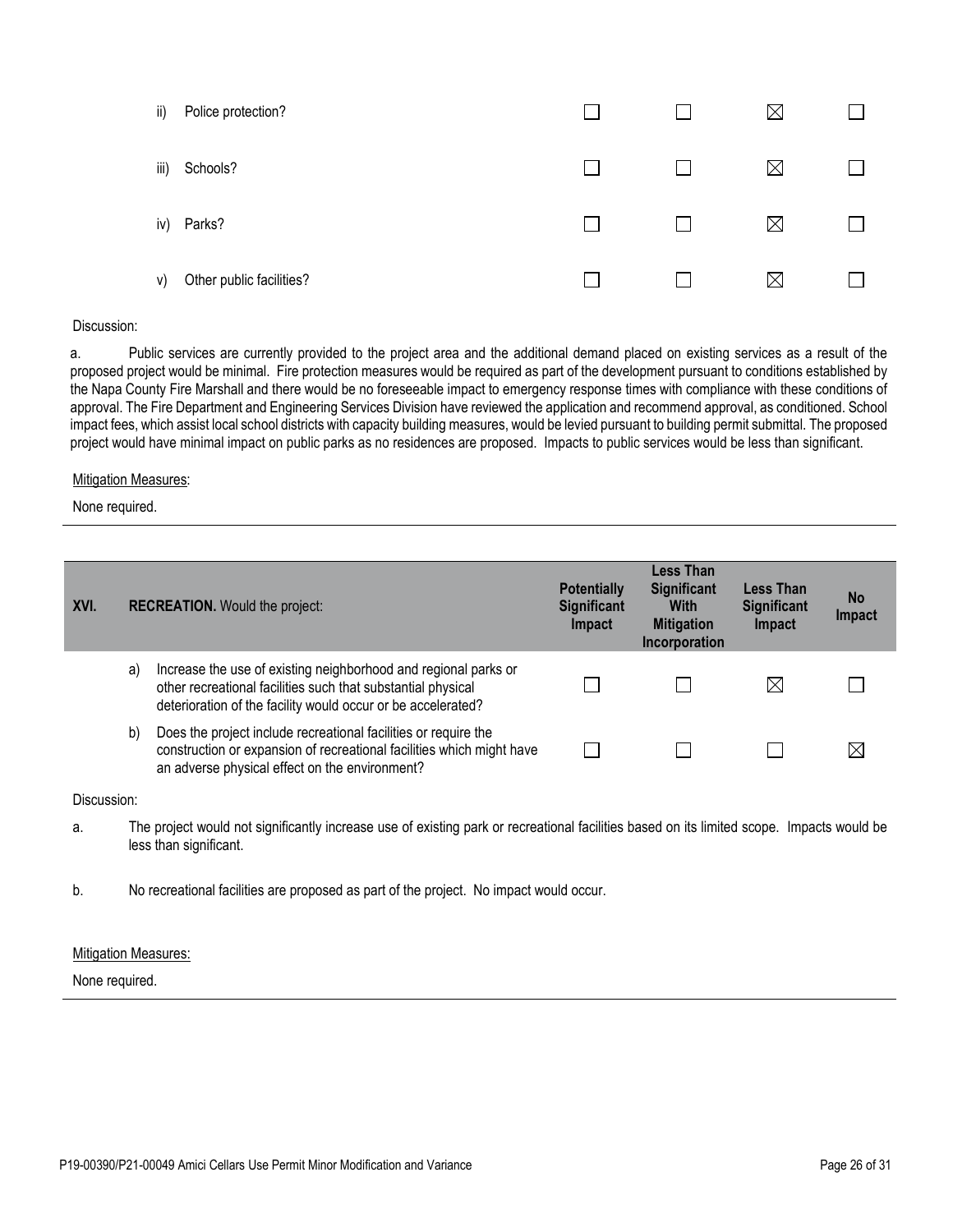| | | Potentially Significant Impact | Less Than Significant With Mitigation Incorporation | Less Than Significant Impact | No Impact |
|---|---|---|---|---|---|
| ii) | Police protection? | ☐ | ☐ | ☒ | ☐ |
| iii) | Schools? | ☐ | ☐ | ☒ | ☐ |
| iv) | Parks? | ☐ | ☐ | ☒ | ☐ |
| v) | Other public facilities? | ☐ | ☐ | ☒ | ☐ |

Discussion:

a. Public services are currently provided to the project area and the additional demand placed on existing services as a result of the proposed project would be minimal. Fire protection measures would be required as part of the development pursuant to conditions established by the Napa County Fire Marshall and there would be no foreseeable impact to emergency response times with compliance with these conditions of approval. The Fire Department and Engineering Services Division have reviewed the application and recommend approval, as conditioned. School impact fees, which assist local school districts with capacity building measures, would be levied pursuant to building permit submittal. The proposed project would have minimal impact on public parks as no residences are proposed. Impacts to public services would be less than significant.

Mitigation Measures:

None required.

| XVI. | RECREATION. Would the project: | Potentially Significant Impact | Less Than Significant With Mitigation Incorporation | Less Than Significant Impact | No Impact |
|---|---|---|---|---|---|
| a) | Increase the use of existing neighborhood and regional parks or other recreational facilities such that substantial physical deterioration of the facility would occur or be accelerated? | ☐ | ☐ | ☒ | ☐ |
| b) | Does the project include recreational facilities or require the construction or expansion of recreational facilities which might have an adverse physical effect on the environment? | ☐ | ☐ | ☐ | ☒ |

Discussion:

a. The project would not significantly increase use of existing park or recreational facilities based on its limited scope. Impacts would be less than significant.

b. No recreational facilities are proposed as part of the project. No impact would occur.

Mitigation Measures:

None required.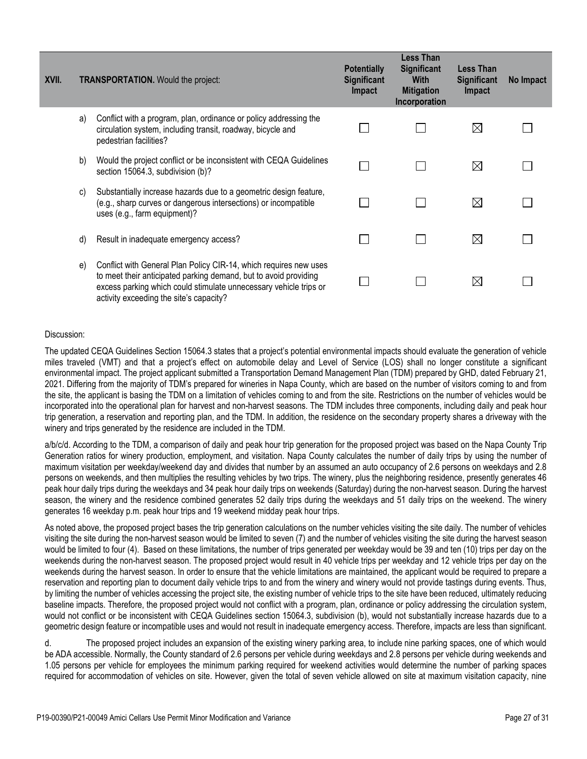| XVII. | TRANSPORTATION. Would the project: | Potentially Significant Impact | Less Than Significant With Mitigation Incorporation | Less Than Significant Impact | No Impact |
|---|---|---|---|---|---|
| a) | Conflict with a program, plan, ordinance or policy addressing the circulation system, including transit, roadway, bicycle and pedestrian facilities? | ☐ | ☐ | ☒ | ☐ |
| b) | Would the project conflict or be inconsistent with CEQA Guidelines section 15064.3, subdivision (b)? | ☐ | ☐ | ☒ | ☐ |
| c) | Substantially increase hazards due to a geometric design feature, (e.g., sharp curves or dangerous intersections) or incompatible uses (e.g., farm equipment)? | ☐ | ☐ | ☒ | ☐ |
| d) | Result in inadequate emergency access? | ☐ | ☐ | ☒ | ☐ |
| e) | Conflict with General Plan Policy CIR-14, which requires new uses to meet their anticipated parking demand, but to avoid providing excess parking which could stimulate unnecessary vehicle trips or activity exceeding the site's capacity? | ☐ | ☐ | ☒ | ☐ |

Discussion:

The updated CEQA Guidelines Section 15064.3 states that a project's potential environmental impacts should evaluate the generation of vehicle miles traveled (VMT) and that a project's effect on automobile delay and Level of Service (LOS) shall no longer constitute a significant environmental impact. The project applicant submitted a Transportation Demand Management Plan (TDM) prepared by GHD, dated February 21, 2021. Differing from the majority of TDM's prepared for wineries in Napa County, which are based on the number of visitors coming to and from the site, the applicant is basing the TDM on a limitation of vehicles coming to and from the site. Restrictions on the number of vehicles would be incorporated into the operational plan for harvest and non-harvest seasons. The TDM includes three components, including daily and peak hour trip generation, a reservation and reporting plan, and the TDM. In addition, the residence on the secondary property shares a driveway with the winery and trips generated by the residence are included in the TDM.

a/b/c/d. According to the TDM, a comparison of daily and peak hour trip generation for the proposed project was based on the Napa County Trip Generation ratios for winery production, employment, and visitation. Napa County calculates the number of daily trips by using the number of maximum visitation per weekday/weekend day and divides that number by an assumed an auto occupancy of 2.6 persons on weekdays and 2.8 persons on weekends, and then multiplies the resulting vehicles by two trips. The winery, plus the neighboring residence, presently generates 46 peak hour daily trips during the weekdays and 34 peak hour daily trips on weekends (Saturday) during the non-harvest season. During the harvest season, the winery and the residence combined generates 52 daily trips during the weekdays and 51 daily trips on the weekend. The winery generates 16 weekday p.m. peak hour trips and 19 weekend midday peak hour trips.

As noted above, the proposed project bases the trip generation calculations on the number vehicles visiting the site daily. The number of vehicles visiting the site during the non-harvest season would be limited to seven (7) and the number of vehicles visiting the site during the harvest season would be limited to four (4). Based on these limitations, the number of trips generated per weekday would be 39 and ten (10) trips per day on the weekends during the non-harvest season. The proposed project would result in 40 vehicle trips per weekday and 12 vehicle trips per day on the weekends during the harvest season. In order to ensure that the vehicle limitations are maintained, the applicant would be required to prepare a reservation and reporting plan to document daily vehicle trips to and from the winery and winery would not provide tastings during events. Thus, by limiting the number of vehicles accessing the project site, the existing number of vehicle trips to the site have been reduced, ultimately reducing baseline impacts. Therefore, the proposed project would not conflict with a program, plan, ordinance or policy addressing the circulation system, would not conflict or be inconsistent with CEQA Guidelines section 15064.3, subdivision (b), would not substantially increase hazards due to a geometric design feature or incompatible uses and would not result in inadequate emergency access. Therefore, impacts are less than significant.

d. The proposed project includes an expansion of the existing winery parking area, to include nine parking spaces, one of which would be ADA accessible. Normally, the County standard of 2.6 persons per vehicle during weekdays and 2.8 persons per vehicle during weekends and 1.05 persons per vehicle for employees the minimum parking required for weekend activities would determine the number of parking spaces required for accommodation of vehicles on site. However, given the total of seven vehicle allowed on site at maximum visitation capacity, nine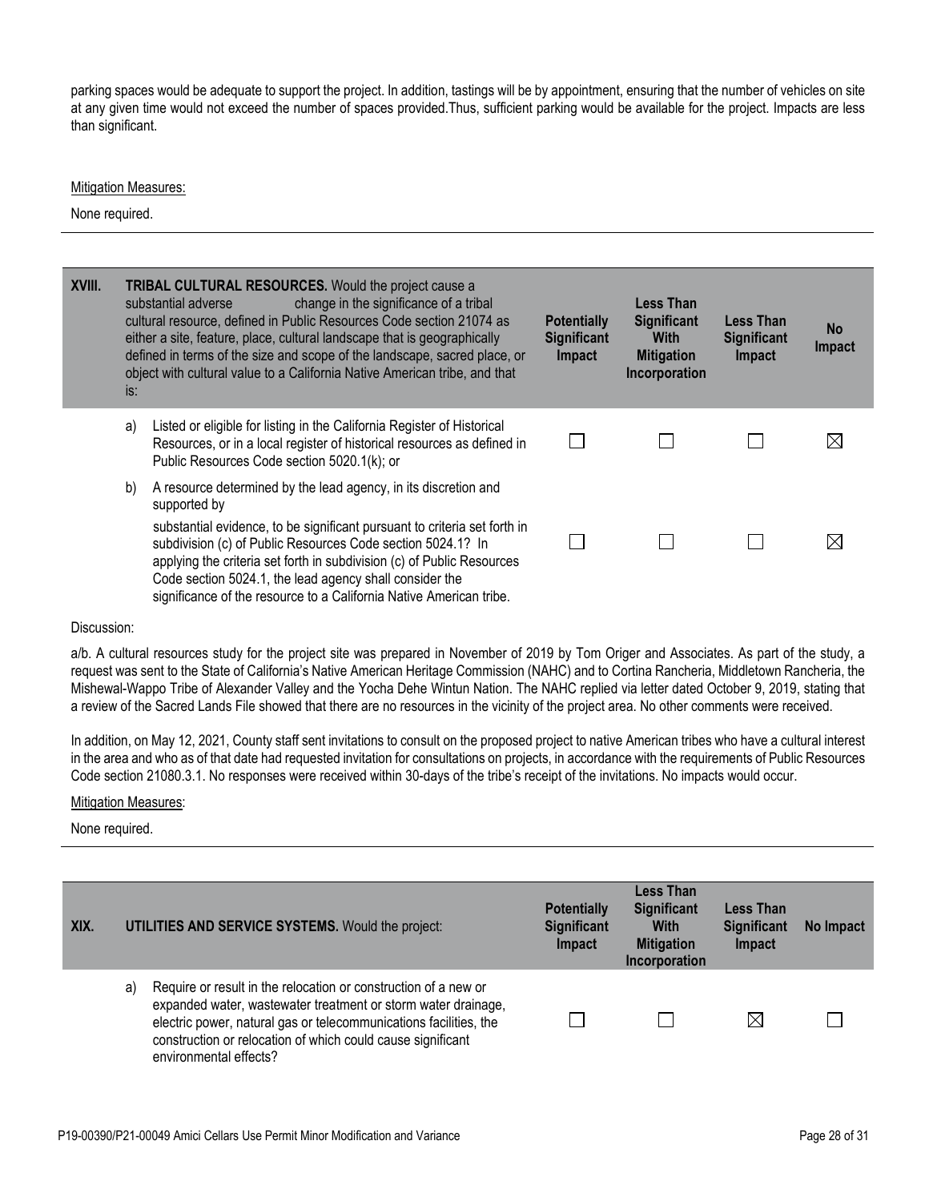parking spaces would be adequate to support the project. In addition, tastings will be by appointment, ensuring that the number of vehicles on site at any given time would not exceed the number of spaces provided.Thus, sufficient parking would be available for the project. Impacts are less than significant.

Mitigation Measures:

None required.

| XVIII. | **TRIBAL CULTURAL RESOURCES.** Would the project cause a substantial adverse change in the significance of a tribal cultural resource, defined in Public Resources Code section 21074 as either a site, feature, place, cultural landscape that is geographically defined in terms of the size and scope of the landscape, sacred place, or object with cultural value to a California Native American tribe, and that is: | **Potentially Significant Impact** | **Less Than Significant With Mitigation Incorporation** | **Less Than Significant Impact** | **No Impact** |
|---|---|---|---|---|---|
| a) | Listed or eligible for listing in the California Register of Historical Resources, or in a local register of historical resources as defined in Public Resources Code section 5020.1(k); or | ☐ | ☐ | ☐ | ☒ |
| b) | A resource determined by the lead agency, in its discretion and supported by substantial evidence, to be significant pursuant to criteria set forth in subdivision (c) of Public Resources Code section 5024.1? In applying the criteria set forth in subdivision (c) of Public Resources Code section 5024.1, the lead agency shall consider the significance of the resource to a California Native American tribe. | ☐ | ☐ | ☐ | ☒ |

Discussion:

a/b. A cultural resources study for the project site was prepared in November of 2019 by Tom Origer and Associates. As part of the study, a request was sent to the State of California's Native American Heritage Commission (NAHC) and to Cortina Rancheria, Middletown Rancheria, the Mishewal-Wappo Tribe of Alexander Valley and the Yocha Dehe Wintun Nation. The NAHC replied via letter dated October 9, 2019, stating that a review of the Sacred Lands File showed that there are no resources in the vicinity of the project area. No other comments were received.

In addition, on May 12, 2021, County staff sent invitations to consult on the proposed project to native American tribes who have a cultural interest in the area and who as of that date had requested invitation for consultations on projects, in accordance with the requirements of Public Resources Code section 21080.3.1. No responses were received within 30-days of the tribe's receipt of the invitations. No impacts would occur.

Mitigation Measures:

None required.

| XIX. | **UTILITIES AND SERVICE SYSTEMS.** Would the project: | **Potentially Significant Impact** | **Less Than Significant With Mitigation Incorporation** | **Less Than Significant Impact** | **No Impact** |
|---|---|---|---|---|---|
| a) | Require or result in the relocation or construction of a new or expanded water, wastewater treatment or storm water drainage, electric power, natural gas or telecommunications facilities, the construction or relocation of which could cause significant environmental effects? | ☐ | ☐ | ☒ | ☐ |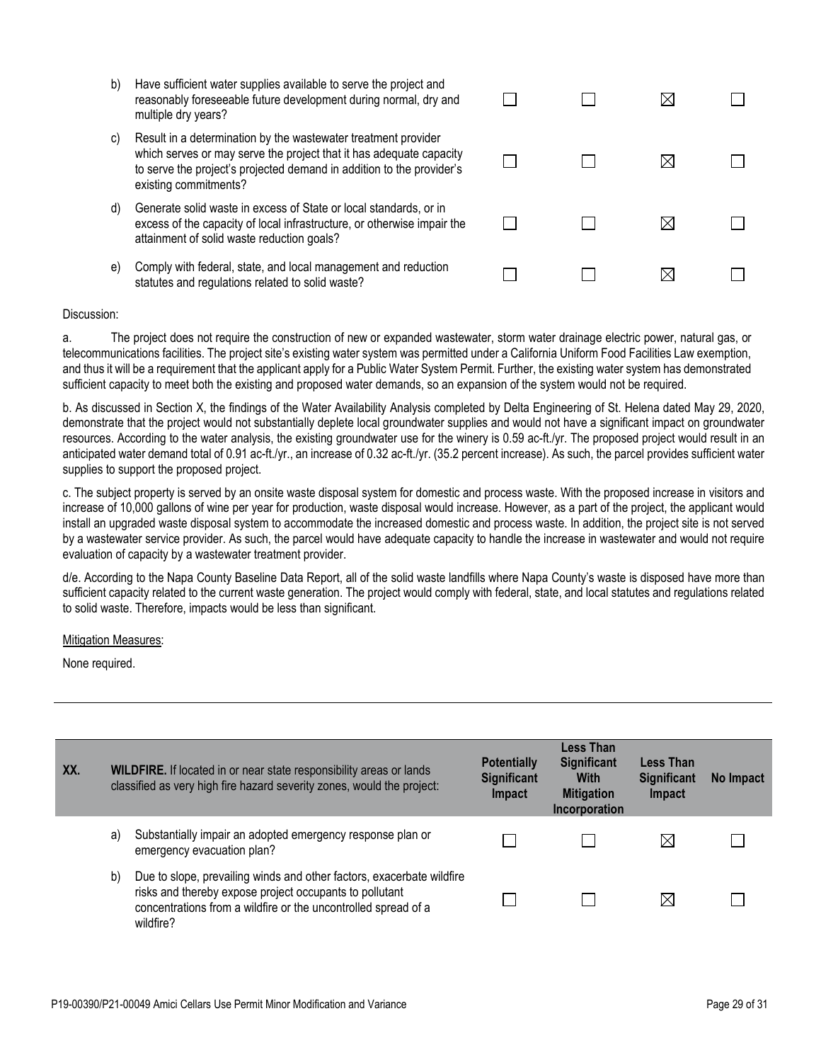| | | Potentially Significant Impact | Less Than Significant With Mitigation Incorporation | Less Than Significant Impact | No Impact |
|---|---|---|---|---|---|
| b) | Have sufficient water supplies available to serve the project and reasonably foreseeable future development during normal, dry and multiple dry years? | ☐ | ☐ | ☒ | ☐ |
| c) | Result in a determination by the wastewater treatment provider which serves or may serve the project that it has adequate capacity to serve the project's projected demand in addition to the provider's existing commitments? | ☐ | ☐ | ☒ | ☐ |
| d) | Generate solid waste in excess of State or local standards, or in excess of the capacity of local infrastructure, or otherwise impair the attainment of solid waste reduction goals? | ☐ | ☐ | ☒ | ☐ |
| e) | Comply with federal, state, and local management and reduction statutes and regulations related to solid waste? | ☐ | ☐ | ☒ | ☐ |

Discussion:

a. The project does not require the construction of new or expanded wastewater, storm water drainage electric power, natural gas, or telecommunications facilities. The project site's existing water system was permitted under a California Uniform Food Facilities Law exemption, and thus it will be a requirement that the applicant apply for a Public Water System Permit. Further, the existing water system has demonstrated sufficient capacity to meet both the existing and proposed water demands, so an expansion of the system would not be required.

b. As discussed in Section X, the findings of the Water Availability Analysis completed by Delta Engineering of St. Helena dated May 29, 2020, demonstrate that the project would not substantially deplete local groundwater supplies and would not have a significant impact on groundwater resources. According to the water analysis, the existing groundwater use for the winery is 0.59 ac-ft./yr. The proposed project would result in an anticipated water demand total of 0.91 ac-ft./yr., an increase of 0.32 ac-ft./yr. (35.2 percent increase). As such, the parcel provides sufficient water supplies to support the proposed project.

c. The subject property is served by an onsite waste disposal system for domestic and process waste. With the proposed increase in visitors and increase of 10,000 gallons of wine per year for production, waste disposal would increase. However, as a part of the project, the applicant would install an upgraded waste disposal system to accommodate the increased domestic and process waste. In addition, the project site is not served by a wastewater service provider. As such, the parcel would have adequate capacity to handle the increase in wastewater and would not require evaluation of capacity by a wastewater treatment provider.

d/e. According to the Napa County Baseline Data Report, all of the solid waste landfills where Napa County's waste is disposed have more than sufficient capacity related to the current waste generation. The project would comply with federal, state, and local statutes and regulations related to solid waste. Therefore, impacts would be less than significant.

Mitigation Measures:

None required.

| XX. | **WILDFIRE.** If located in or near state responsibility areas or lands classified as very high fire hazard severity zones, would the project: | **Potentially Significant Impact** | **Less Than Significant With Mitigation Incorporation** | **Less Than Significant Impact** | **No Impact** |
|---|---|---|---|---|---|
| a) | Substantially impair an adopted emergency response plan or emergency evacuation plan? | ☐ | ☐ | ☒ | ☐ |
| b) | Due to slope, prevailing winds and other factors, exacerbate wildfire risks and thereby expose project occupants to pollutant concentrations from a wildfire or the uncontrolled spread of a wildfire? | ☐ | ☐ | ☒ | ☐ |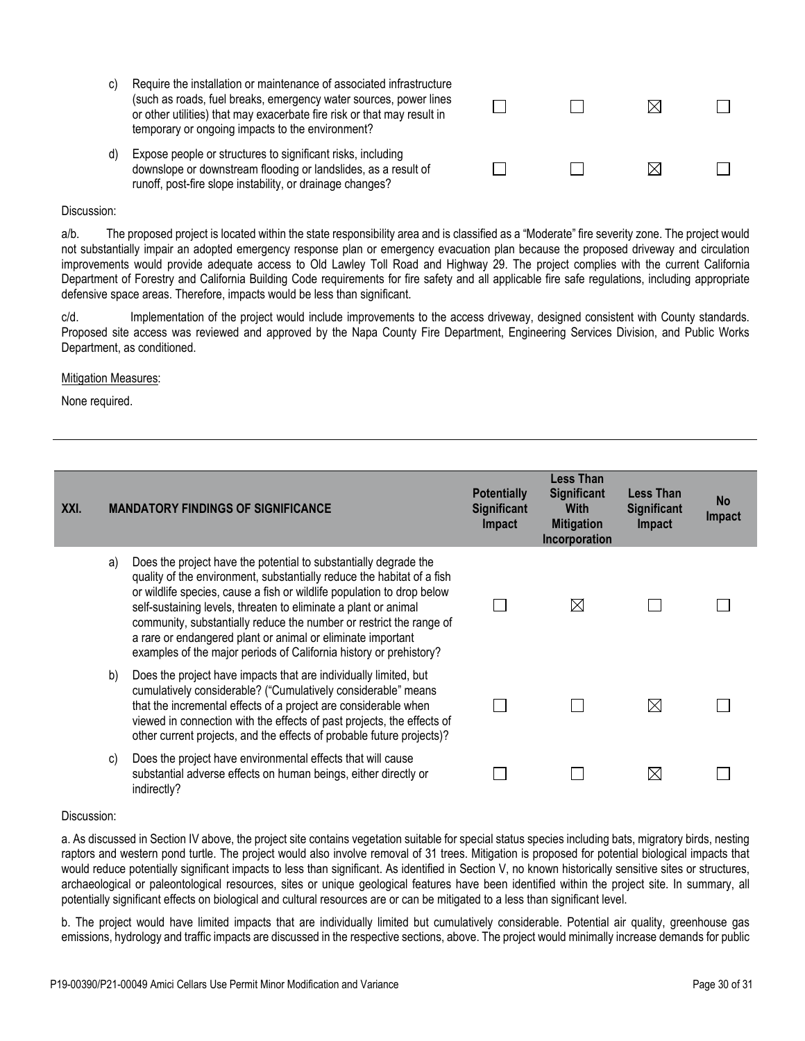| | | Potentially Significant Impact | Less Than Significant With Mitigation Incorporation | Less Than Significant Impact | No Impact |
|---|---|---|---|---|---|
| c) | Require the installation or maintenance of associated infrastructure (such as roads, fuel breaks, emergency water sources, power lines or other utilities) that may exacerbate fire risk or that may result in temporary or ongoing impacts to the environment? | ☐ | ☐ | ☒ | ☐ |
| d) | Expose people or structures to significant risks, including downslope or downstream flooding or landslides, as a result of runoff, post-fire slope instability, or drainage changes? | ☐ | ☐ | ☒ | ☐ |

Discussion:

a/b. The proposed project is located within the state responsibility area and is classified as a "Moderate" fire severity zone. The project would not substantially impair an adopted emergency response plan or emergency evacuation plan because the proposed driveway and circulation improvements would provide adequate access to Old Lawley Toll Road and Highway 29. The project complies with the current California Department of Forestry and California Building Code requirements for fire safety and all applicable fire safe regulations, including appropriate defensive space areas. Therefore, impacts would be less than significant.

c/d. Implementation of the project would include improvements to the access driveway, designed consistent with County standards. Proposed site access was reviewed and approved by the Napa County Fire Department, Engineering Services Division, and Public Works Department, as conditioned.

Mitigation Measures:

None required.

---

| XXI. | MANDATORY FINDINGS OF SIGNIFICANCE | Potentially Significant Impact | Less Than Significant With Mitigation Incorporation | Less Than Significant Impact | No Impact |
|---|---|---|---|---|---|
| a) | Does the project have the potential to substantially degrade the quality of the environment, substantially reduce the habitat of a fish or wildlife species, cause a fish or wildlife population to drop below self-sustaining levels, threaten to eliminate a plant or animal community, substantially reduce the number or restrict the range of a rare or endangered plant or animal or eliminate important examples of the major periods of California history or prehistory? | ☐ | ☒ | ☐ | ☐ |
| b) | Does the project have impacts that are individually limited, but cumulatively considerable? ("Cumulatively considerable" means that the incremental effects of a project are considerable when viewed in connection with the effects of past projects, the effects of other current projects, and the effects of probable future projects)? | ☐ | ☐ | ☒ | ☐ |
| c) | Does the project have environmental effects that will cause substantial adverse effects on human beings, either directly or indirectly? | ☐ | ☐ | ☒ | ☐ |

Discussion:

a. As discussed in Section IV above, the project site contains vegetation suitable for special status species including bats, migratory birds, nesting raptors and western pond turtle. The project would also involve removal of 31 trees. Mitigation is proposed for potential biological impacts that would reduce potentially significant impacts to less than significant. As identified in Section V, no known historically sensitive sites or structures, archaeological or paleontological resources, sites or unique geological features have been identified within the project site. In summary, all potentially significant effects on biological and cultural resources are or can be mitigated to a less than significant level.

b. The project would have limited impacts that are individually limited but cumulatively considerable. Potential air quality, greenhouse gas emissions, hydrology and traffic impacts are discussed in the respective sections, above. The project would minimally increase demands for public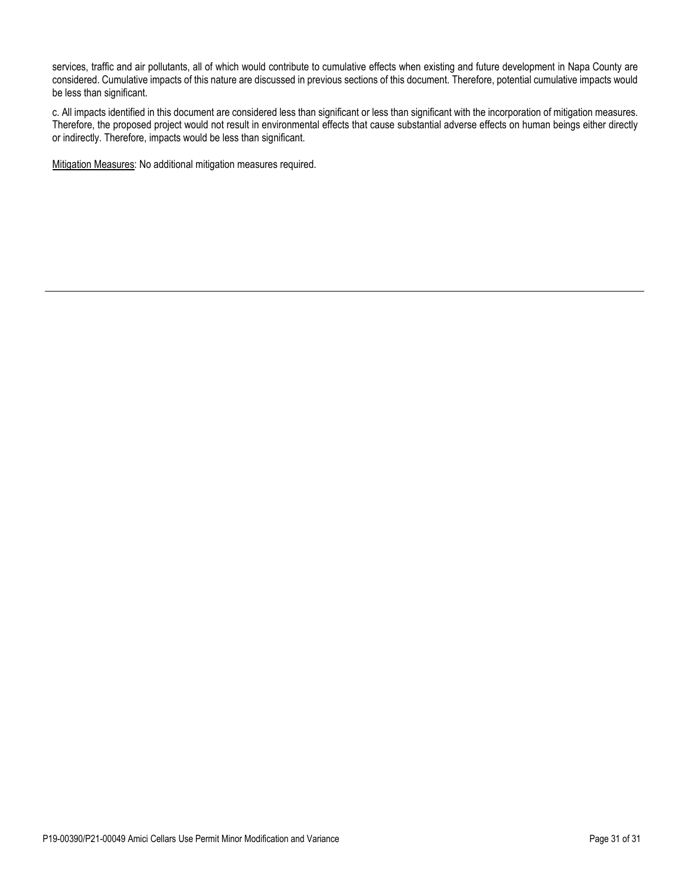services, traffic and air pollutants, all of which would contribute to cumulative effects when existing and future development in Napa County are considered. Cumulative impacts of this nature are discussed in previous sections of this document. Therefore, potential cumulative impacts would be less than significant.

c. All impacts identified in this document are considered less than significant or less than significant with the incorporation of mitigation measures. Therefore, the proposed project would not result in environmental effects that cause substantial adverse effects on human beings either directly or indirectly. Therefore, impacts would be less than significant.

<u>Mitigation Measures</u>: No additional mitigation measures required.

---